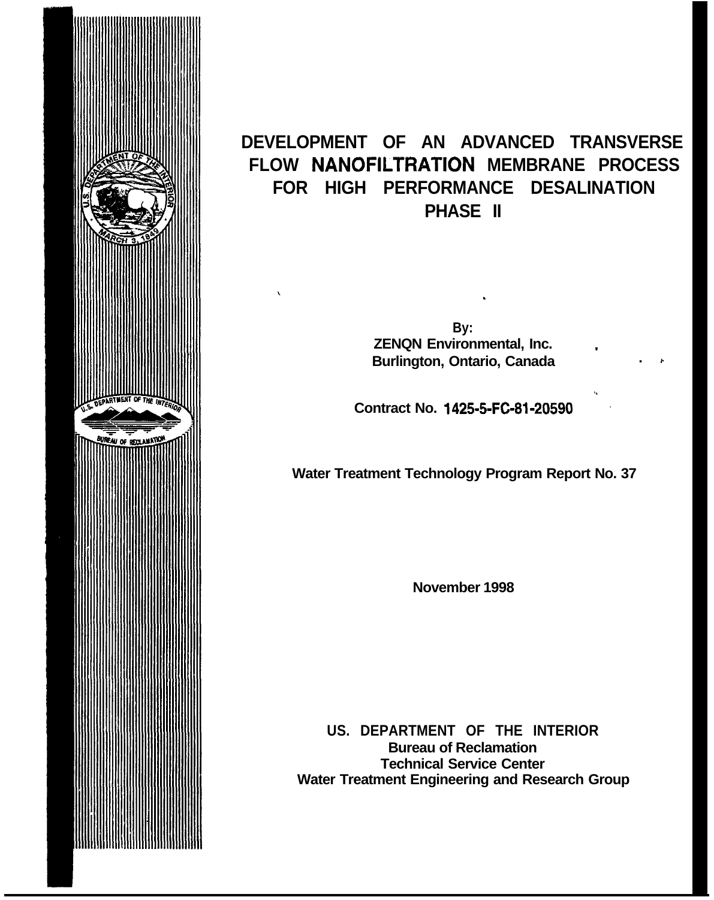# DEVELOPMENT OF AN ADVANCED TRANSVERSE FLOW NANOFILTRATION MEMBRANE PROCESS FOR HIGH PERFORMANCE DESALINATION PHASE II

**By:**
**ZENQN Environmental, Inc.**
**Burlington, Ontario, Canada**

**Contract No. 1425-5-FC-81-20590**

**Water Treatment Technology Program Report No. 37**

**November 1998**

**US. DEPARTMENT OF THE INTERIOR**
**Bureau of Reclamation**
**Technical Service Center**
**Water Treatment Engineering and Research Group**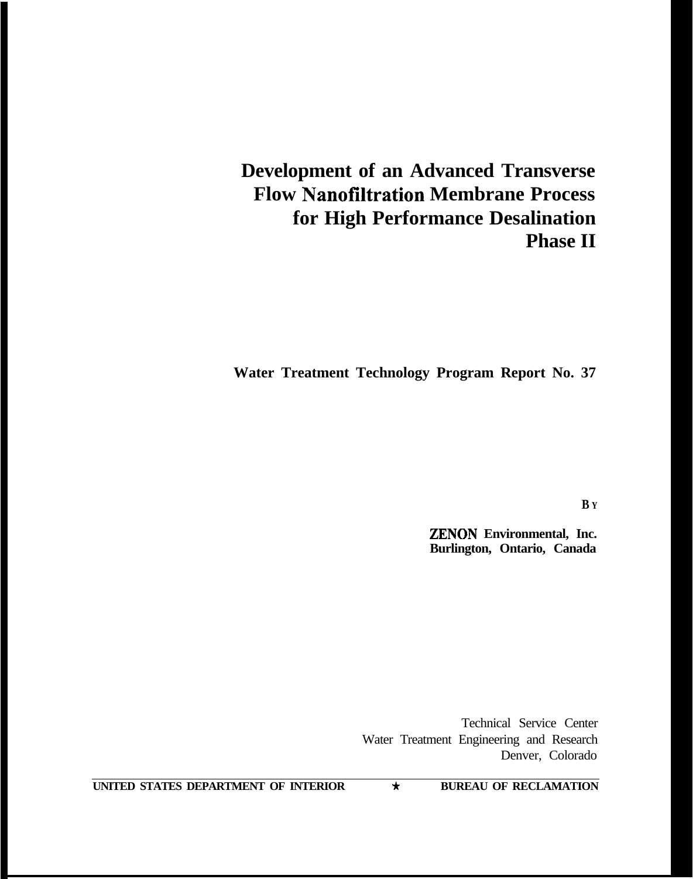# Development of an Advanced Transverse Flow Nanofiltration Membrane Process for High Performance Desalination Phase II

**Water Treatment Technology Program Report No. 37**

**BY**

**ZENON Environmental, Inc.**
**Burlington, Ontario, Canada**

Technical Service Center
Water Treatment Engineering and Research
Denver, Colorado

**UNITED STATES DEPARTMENT OF INTERIOR ★ BUREAU OF RECLAMATION**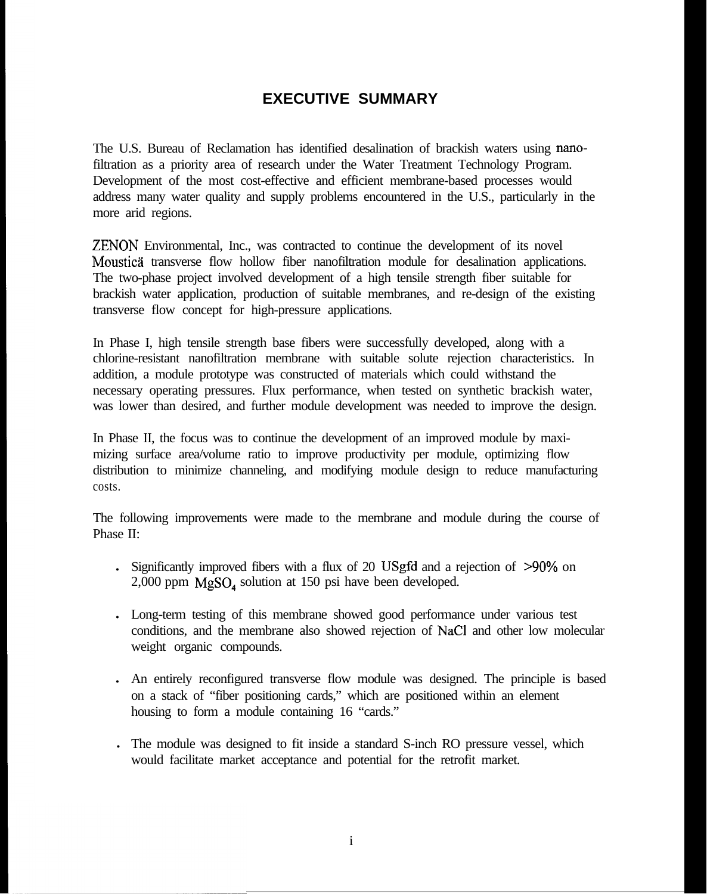# EXECUTIVE SUMMARY

The U.S. Bureau of Reclamation has identified desalination of brackish waters using nano-filtration as a priority area of research under the Water Treatment Technology Program. Development of the most cost-effective and efficient membrane-based processes would address many water quality and supply problems encountered in the U.S., particularly in the more arid regions.

ZENON Environmental, Inc., was contracted to continue the development of its novel Mousticä transverse flow hollow fiber nanofiltration module for desalination applications. The two-phase project involved development of a high tensile strength fiber suitable for brackish water application, production of suitable membranes, and re-design of the existing transverse flow concept for high-pressure applications.

In Phase I, high tensile strength base fibers were successfully developed, along with a chlorine-resistant nanofiltration membrane with suitable solute rejection characteristics. In addition, a module prototype was constructed of materials which could withstand the necessary operating pressures. Flux performance, when tested on synthetic brackish water, was lower than desired, and further module development was needed to improve the design.

In Phase II, the focus was to continue the development of an improved module by maxi-mizing surface area/volume ratio to improve productivity per module, optimizing flow distribution to minimize channeling, and modifying module design to reduce manufacturing costs.

The following improvements were made to the membrane and module during the course of Phase II:

- Significantly improved fibers with a flux of 20 USgfd and a rejection of >90% on 2,000 ppm $MgSO_4$ solution at 150 psi have been developed.
- Long-term testing of this membrane showed good performance under various test conditions, and the membrane also showed rejection of NaCl and other low molecular weight organic compounds.
- An entirely reconfigured transverse flow module was designed. The principle is based on a stack of "fiber positioning cards," which are positioned within an element housing to form a module containing 16 "cards."
- The module was designed to fit inside a standard S-inch RO pressure vessel, which would facilitate market acceptance and potential for the retrofit market.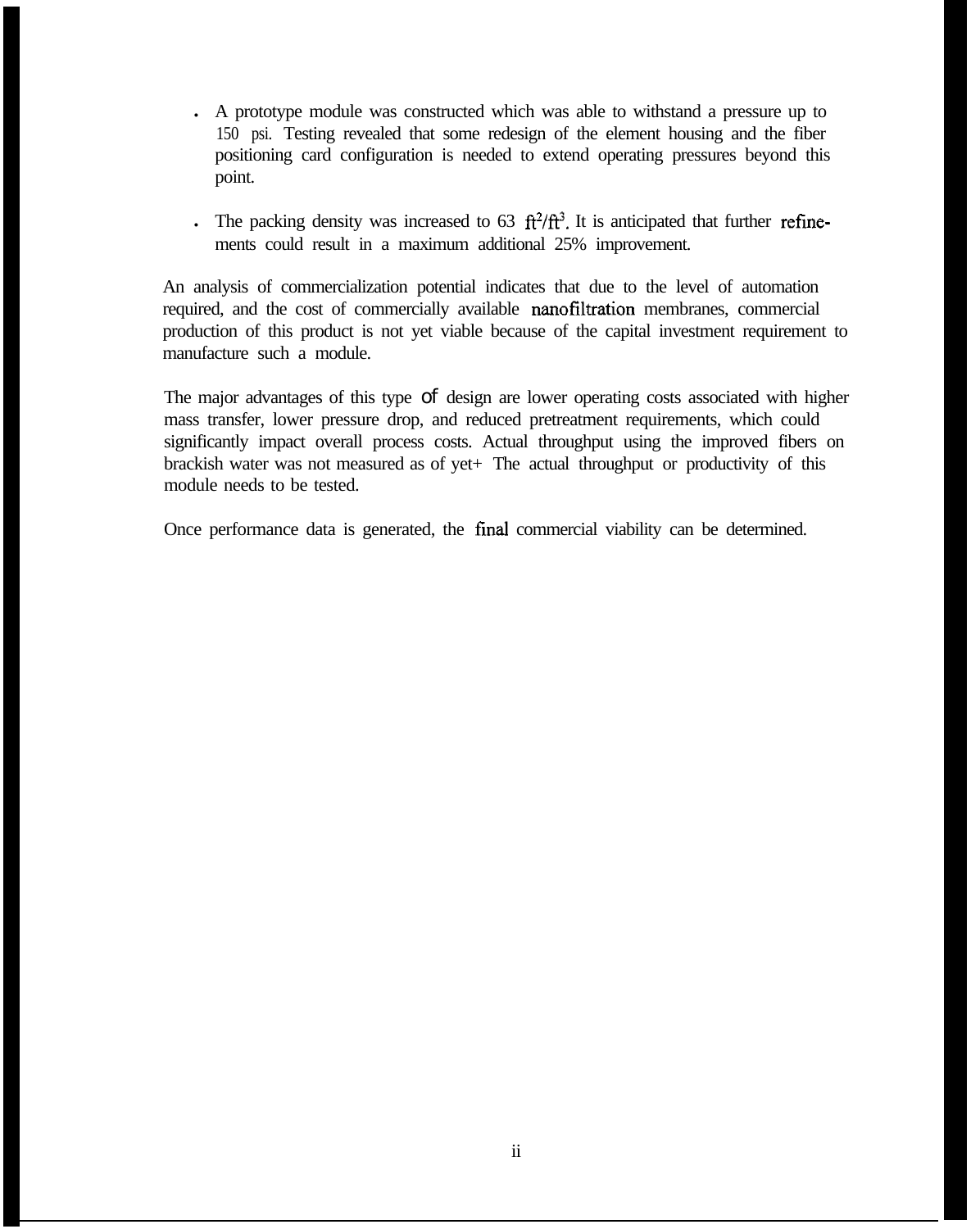- A prototype module was constructed which was able to withstand a pressure up to 150 psi. Testing revealed that some redesign of the element housing and the fiber positioning card configuration is needed to extend operating pressures beyond this point.

- The packing density was increased to 63 $ft^2/ft^3$. It is anticipated that further refinements could result in a maximum additional 25% improvement.

An analysis of commercialization potential indicates that due to the level of automation required, and the cost of commercially available nanofiltration membranes, commercial production of this product is not yet viable because of the capital investment requirement to manufacture such a module.

The major advantages of this type of design are lower operating costs associated with higher mass transfer, lower pressure drop, and reduced pretreatment requirements, which could significantly impact overall process costs. Actual throughput using the improved fibers on brackish water was not measured as of yet+ The actual throughput or productivity of this module needs to be tested.

Once performance data is generated, the final commercial viability can be determined.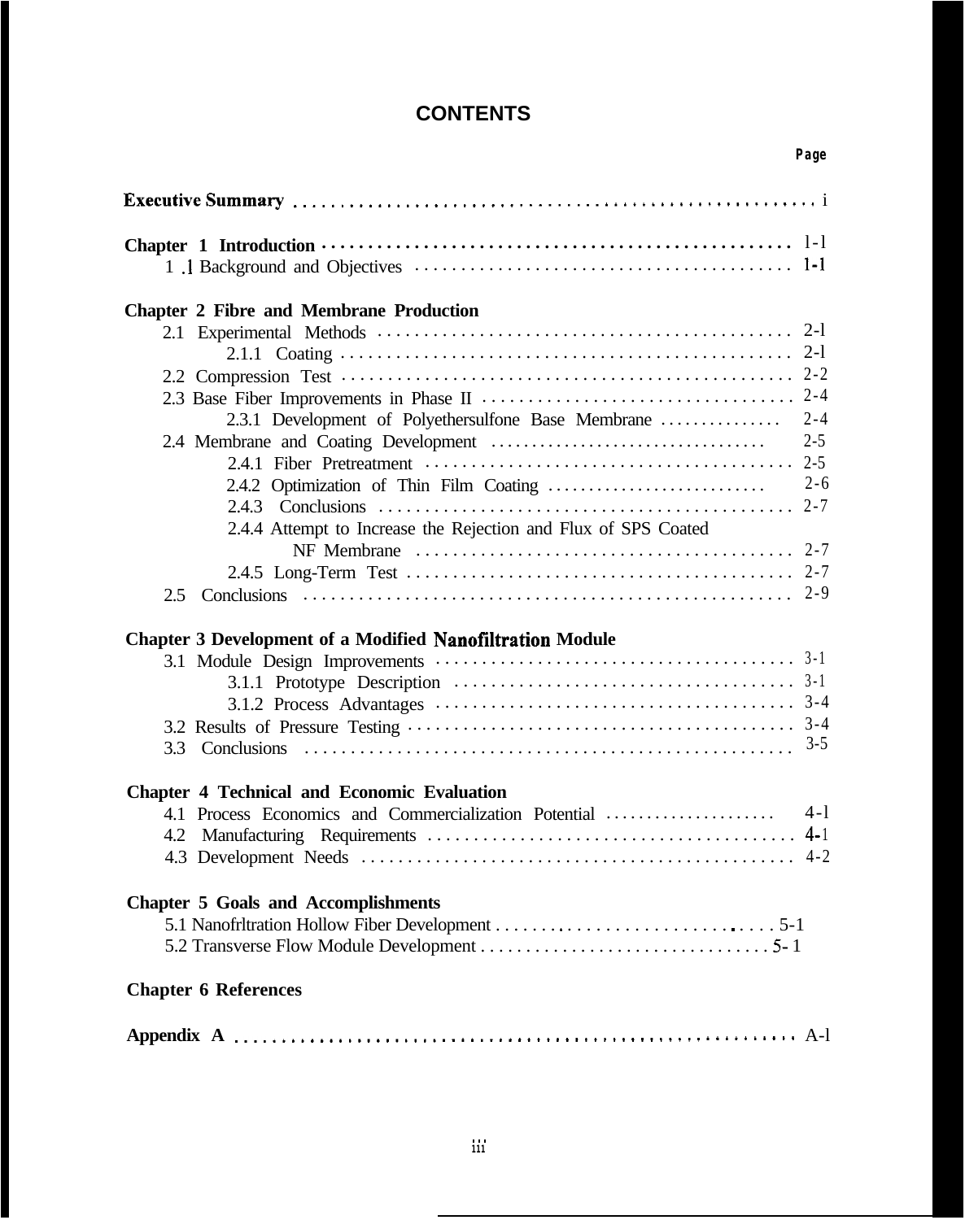# CONTENTS

| | Page |
|---|---|
| **Executive Summary** | i |
| **Chapter 1 Introduction** | 1-1 |
| 1.1 Background and Objectives | 1-1 |
| **Chapter 2 Fibre and Membrane Production** | |
| 2.1 Experimental Methods | 2-1 |
| 2.1.1 Coating | 2-1 |
| 2.2 Compression Test | 2-2 |
| 2.3 Base Fiber Improvements in Phase II | 2-4 |
| 2.3.1 Development of Polyethersulfone Base Membrane | 2-4 |
| 2.4 Membrane and Coating Development | 2-5 |
| 2.4.1 Fiber Pretreatment | 2-5 |
| 2.4.2 Optimization of Thin Film Coating | 2-6 |
| 2.4.3 Conclusions | 2-7 |
| 2.4.4 Attempt to Increase the Rejection and Flux of SPS Coated NF Membrane | 2-7 |
| 2.4.5 Long-Term Test | 2-7 |
| 2.5 Conclusions | 2-9 |
| **Chapter 3 Development of a Modified Nanofiltration Module** | |
| 3.1 Module Design Improvements | 3-1 |
| 3.1.1 Prototype Description | 3-1 |
| 3.1.2 Process Advantages | 3-4 |
| 3.2 Results of Pressure Testing | 3-4 |
| 3.3 Conclusions | 3-5 |
| **Chapter 4 Technical and Economic Evaluation** | |
| 4.1 Process Economics and Commercialization Potential | 4-1 |
| 4.2 Manufacturing Requirements | 4-1 |
| 4.3 Development Needs | 4-2 |
| **Chapter 5 Goals and Accomplishments** | |
| 5.1 Nanofrltration Hollow Fiber Development | 5-1 |
| 5.2 Transverse Flow Module Development | 5-1 |
| **Chapter 6 References** | |
| **Appendix A** | A-1 |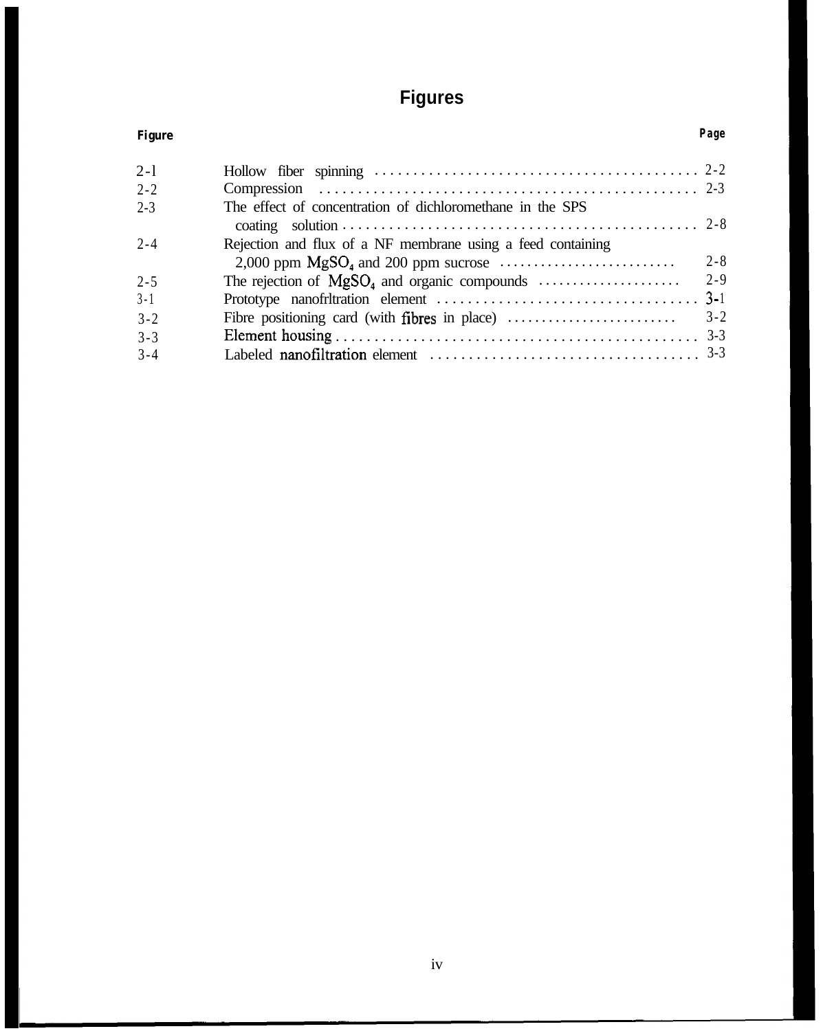# Figures

| Figure | | Page |
|---|---|---|
| 2-1 | Hollow fiber spinning | 2-2 |
| 2-2 | Compression | 2-3 |
| 2-3 | The effect of concentration of dichloromethane in the SPS coating solution | 2-8 |
| 2-4 | Rejection and flux of a NF membrane using a feed containing 2,000 ppm $MgSO_4$ and 200 ppm sucrose | 2-8 |
| 2-5 | The rejection of $MgSO_4$ and organic compounds | 2-9 |
| 3-1 | Prototype nanofrltration element | 3-1 |
| 3-2 | Fibre positioning card (with fibres in place) | 3-2 |
| 3-3 | Element housing | 3-3 |
| 3-4 | Labeled nanofiltration element | 3-3 |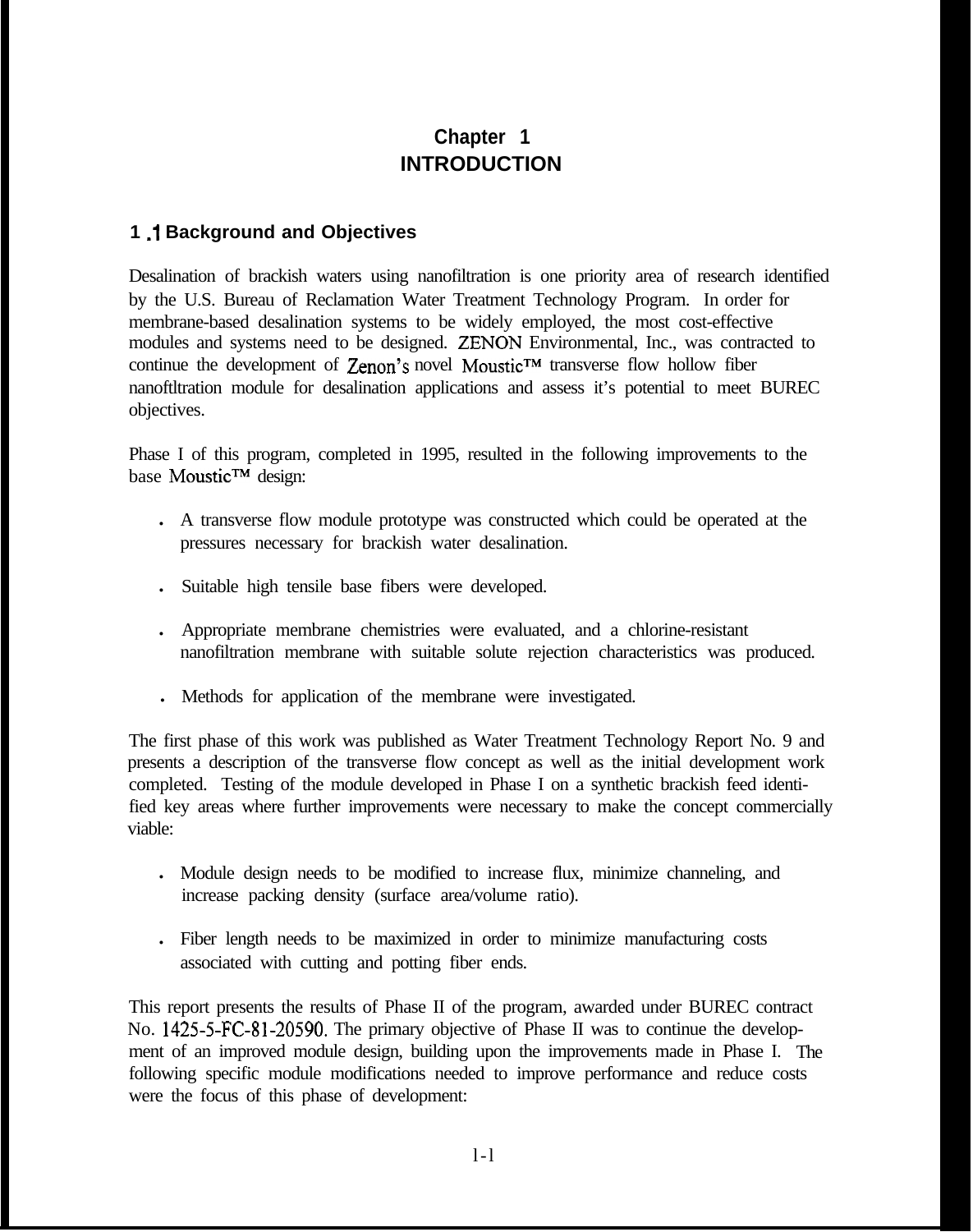# Chapter 1
# INTRODUCTION

## 1.1 Background and Objectives

Desalination of brackish waters using nanofiltration is one priority area of research identified by the U.S. Bureau of Reclamation Water Treatment Technology Program. In order for membrane-based desalination systems to be widely employed, the most cost-effective modules and systems need to be designed. ZENON Environmental, Inc., was contracted to continue the development of Zenon's novel Moustic™ transverse flow hollow fiber nanoftltration module for desalination applications and assess it's potential to meet BUREC objectives.

Phase I of this program, completed in 1995, resulted in the following improvements to the base Moustic™ design:

- A transverse flow module prototype was constructed which could be operated at the pressures necessary for brackish water desalination.
- Suitable high tensile base fibers were developed.
- Appropriate membrane chemistries were evaluated, and a chlorine-resistant nanofiltration membrane with suitable solute rejection characteristics was produced.
- Methods for application of the membrane were investigated.

The first phase of this work was published as Water Treatment Technology Report No. 9 and presents a description of the transverse flow concept as well as the initial development work completed. Testing of the module developed in Phase I on a synthetic brackish feed identified key areas where further improvements were necessary to make the concept commercially viable:

- Module design needs to be modified to increase flux, minimize channeling, and increase packing density (surface area/volume ratio).
- Fiber length needs to be maximized in order to minimize manufacturing costs associated with cutting and potting fiber ends.

This report presents the results of Phase II of the program, awarded under BUREC contract No. 1425-5-FC-81-20590. The primary objective of Phase II was to continue the development of an improved module design, building upon the improvements made in Phase I. The following specific module modifications needed to improve performance and reduce costs were the focus of this phase of development: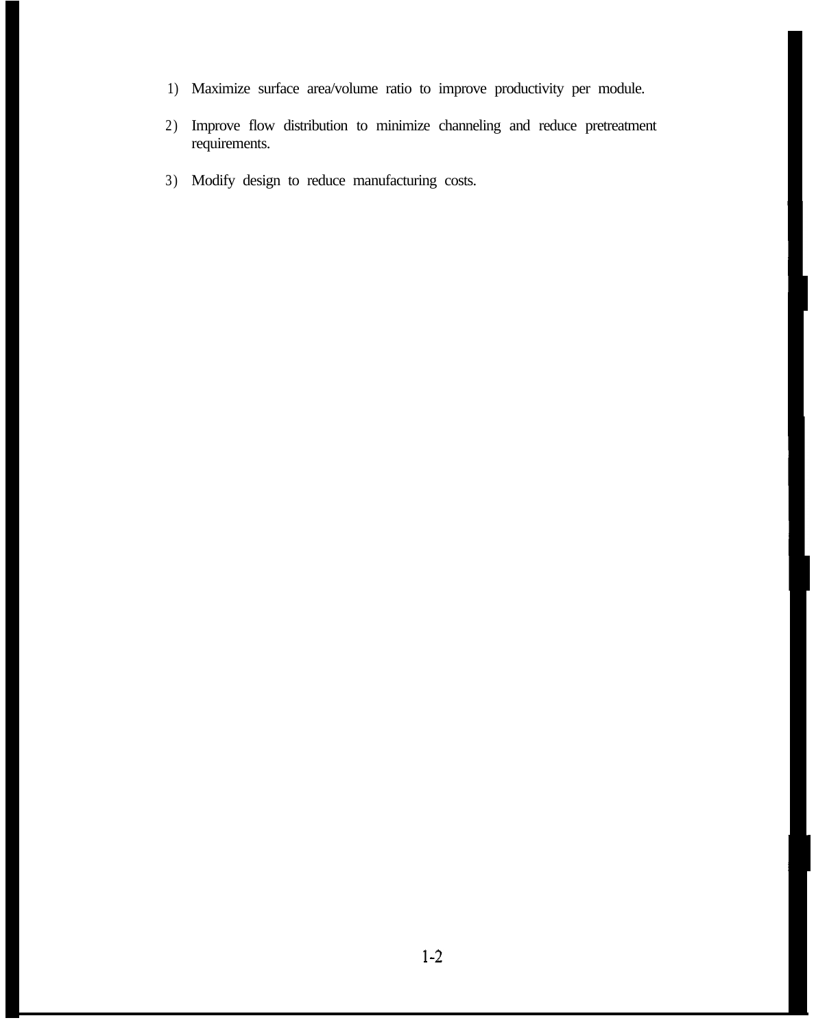1) Maximize surface area/volume ratio to improve productivity per module.

2) Improve flow distribution to minimize channeling and reduce pretreatment requirements.

3) Modify design to reduce manufacturing costs.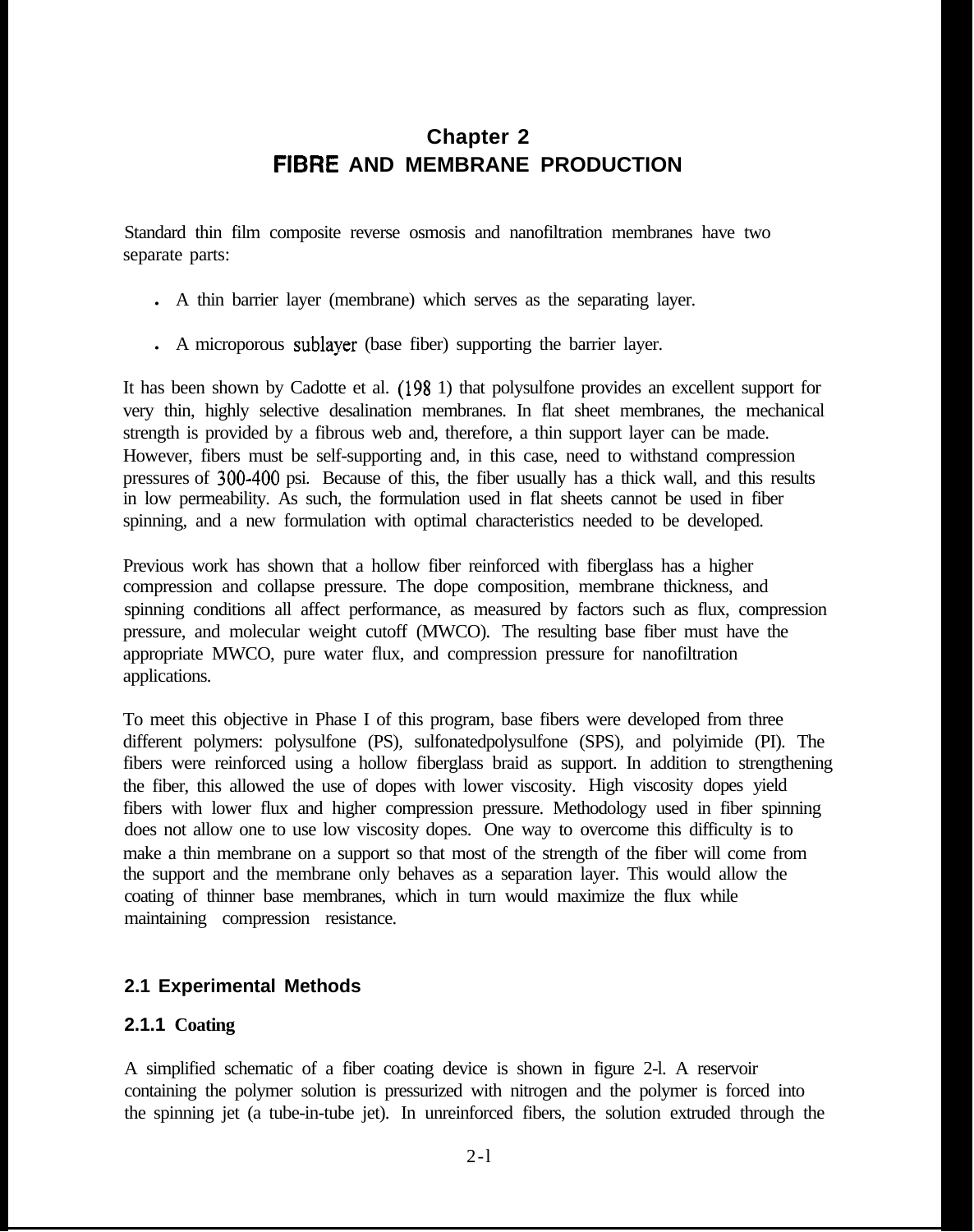# Chapter 2
# FIBRE AND MEMBRANE PRODUCTION

Standard thin film composite reverse osmosis and nanofiltration membranes have two separate parts:

- A thin barrier layer (membrane) which serves as the separating layer.
- A microporous sublayer (base fiber) supporting the barrier layer.

It has been shown by Cadotte et al. (1981) that polysulfone provides an excellent support for very thin, highly selective desalination membranes. In flat sheet membranes, the mechanical strength is provided by a fibrous web and, therefore, a thin support layer can be made. However, fibers must be self-supporting and, in this case, need to withstand compression pressures of 300-400 psi. Because of this, the fiber usually has a thick wall, and this results in low permeability. As such, the formulation used in flat sheets cannot be used in fiber spinning, and a new formulation with optimal characteristics needed to be developed.

Previous work has shown that a hollow fiber reinforced with fiberglass has a higher compression and collapse pressure. The dope composition, membrane thickness, and spinning conditions all affect performance, as measured by factors such as flux, compression pressure, and molecular weight cutoff (MWCO). The resulting base fiber must have the appropriate MWCO, pure water flux, and compression pressure for nanofiltration applications.

To meet this objective in Phase I of this program, base fibers were developed from three different polymers: polysulfone (PS), sulfonatedpolysulfone (SPS), and polyimide (PI). The fibers were reinforced using a hollow fiberglass braid as support. In addition to strengthening the fiber, this allowed the use of dopes with lower viscosity. High viscosity dopes yield fibers with lower flux and higher compression pressure. Methodology used in fiber spinning does not allow one to use low viscosity dopes. One way to overcome this difficulty is to make a thin membrane on a support so that most of the strength of the fiber will come from the support and the membrane only behaves as a separation layer. This would allow the coating of thinner base membranes, which in turn would maximize the flux while maintaining compression resistance.

## 2.1 Experimental Methods

### 2.1.1 Coating

A simplified schematic of a fiber coating device is shown in figure 2-l. A reservoir containing the polymer solution is pressurized with nitrogen and the polymer is forced into the spinning jet (a tube-in-tube jet). In unreinforced fibers, the solution extruded through the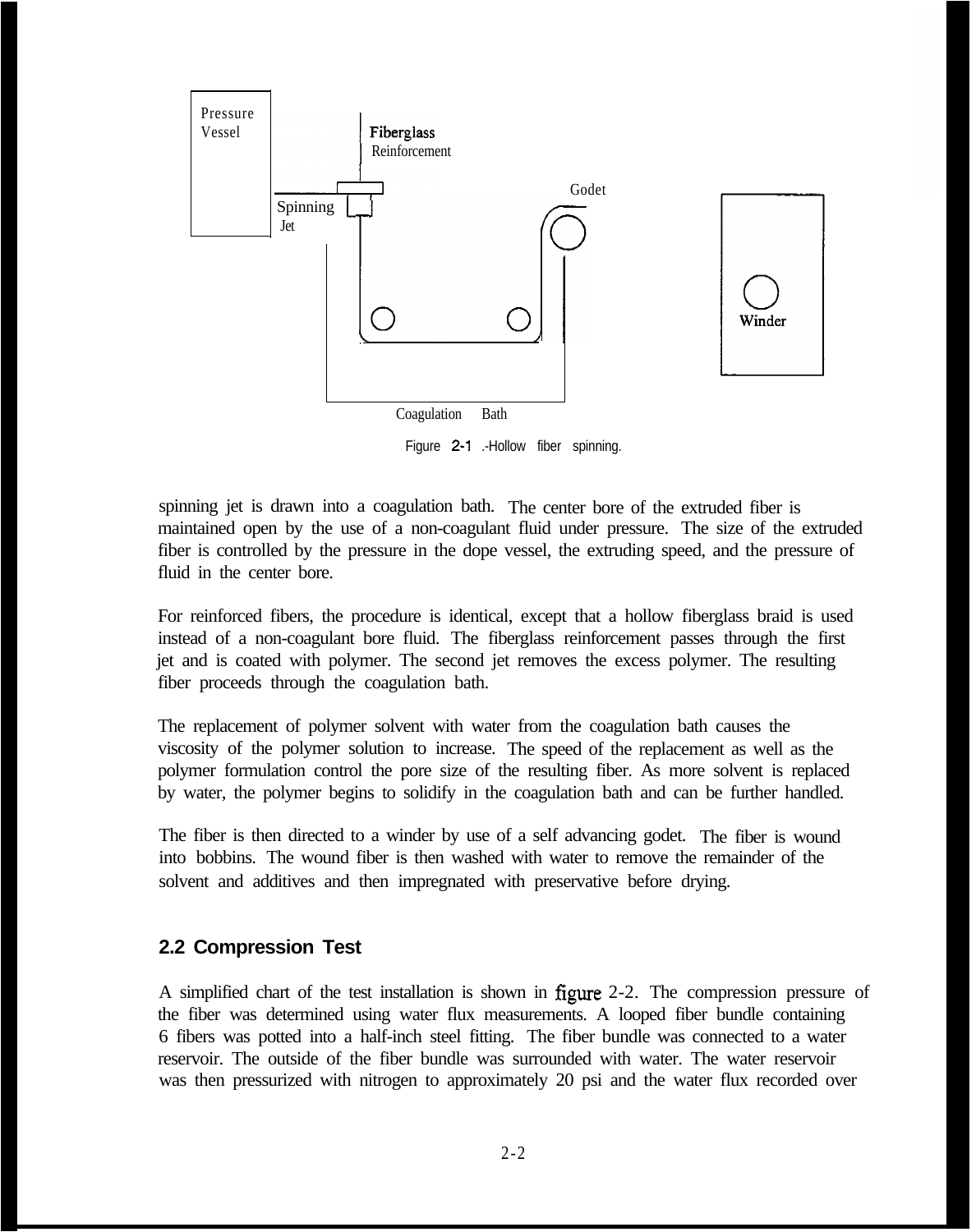Pressure Vessel

Fiberglass Reinforcement

Spinning Jet

Godet

Winder

Coagulation Bath

Figure 2-1 .-Hollow fiber spinning.

spinning jet is drawn into a coagulation bath. The center bore of the extruded fiber is maintained open by the use of a non-coagulant fluid under pressure. The size of the extruded fiber is controlled by the pressure in the dope vessel, the extruding speed, and the pressure of fluid in the center bore.

For reinforced fibers, the procedure is identical, except that a hollow fiberglass braid is used instead of a non-coagulant bore fluid. The fiberglass reinforcement passes through the first jet and is coated with polymer. The second jet removes the excess polymer. The resulting fiber proceeds through the coagulation bath.

The replacement of polymer solvent with water from the coagulation bath causes the viscosity of the polymer solution to increase. The speed of the replacement as well as the polymer formulation control the pore size of the resulting fiber. As more solvent is replaced by water, the polymer begins to solidify in the coagulation bath and can be further handled.

The fiber is then directed to a winder by use of a self advancing godet. The fiber is wound into bobbins. The wound fiber is then washed with water to remove the remainder of the solvent and additives and then impregnated with preservative before drying.

## 2.2 Compression Test

A simplified chart of the test installation is shown in figure 2-2. The compression pressure of the fiber was determined using water flux measurements. A looped fiber bundle containing 6 fibers was potted into a half-inch steel fitting. The fiber bundle was connected to a water reservoir. The outside of the fiber bundle was surrounded with water. The water reservoir was then pressurized with nitrogen to approximately 20 psi and the water flux recorded over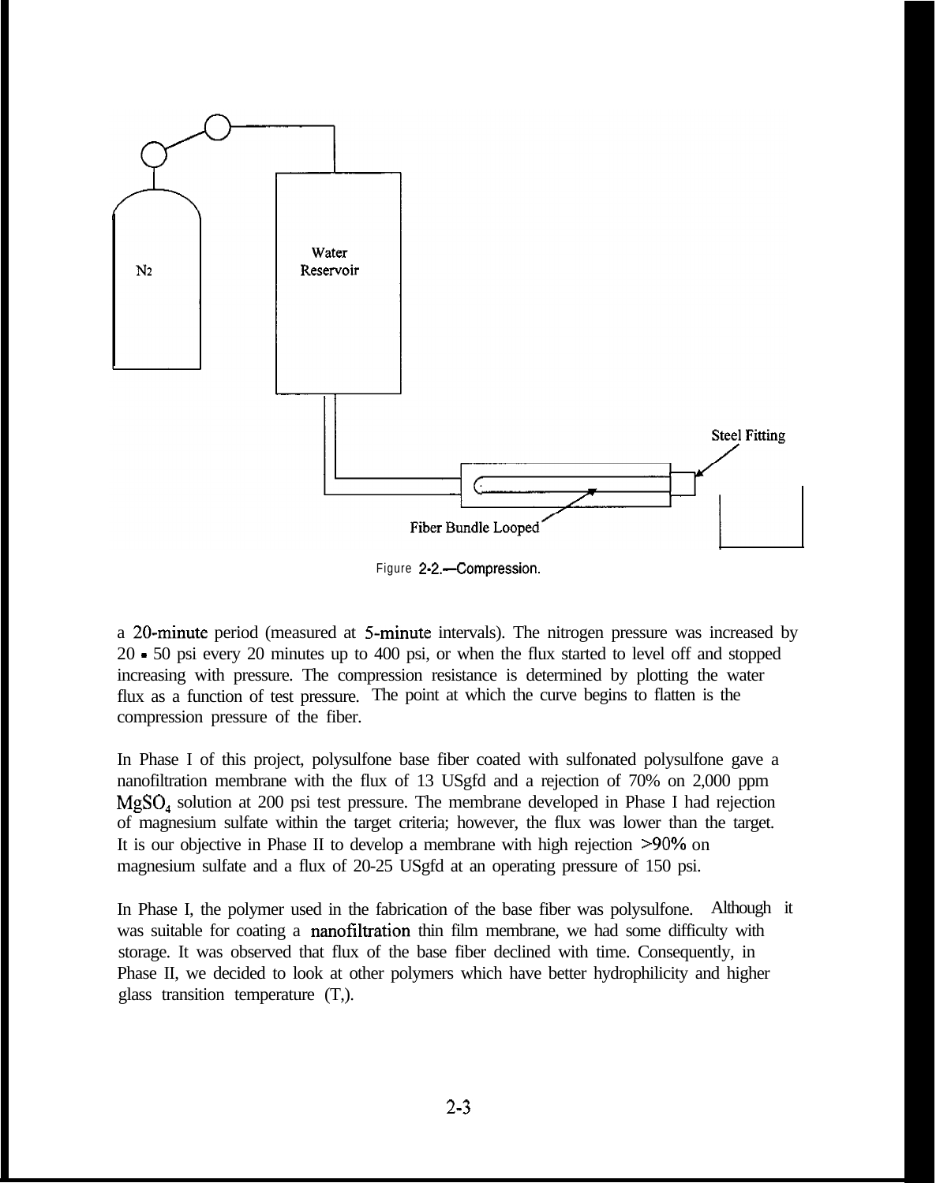Figure 2-2.—Compression.

a 20-minute period (measured at 5-minute intervals). The nitrogen pressure was increased by 20 - 50 psi every 20 minutes up to 400 psi, or when the flux started to level off and stopped increasing with pressure. The compression resistance is determined by plotting the water flux as a function of test pressure. The point at which the curve begins to flatten is the compression pressure of the fiber.

In Phase I of this project, polysulfone base fiber coated with sulfonated polysulfone gave a nanofiltration membrane with the flux of 13 USgfd and a rejection of 70% on 2,000 ppm $MgSO_4$ solution at 200 psi test pressure. The membrane developed in Phase I had rejection of magnesium sulfate within the target criteria; however, the flux was lower than the target. It is our objective in Phase II to develop a membrane with high rejection >90% on magnesium sulfate and a flux of 20-25 USgfd at an operating pressure of 150 psi.

In Phase I, the polymer used in the fabrication of the base fiber was polysulfone. Although it was suitable for coating a nanofiltration thin film membrane, we had some difficulty with storage. It was observed that flux of the base fiber declined with time. Consequently, in Phase II, we decided to look at other polymers which have better hydrophilicity and higher glass transition temperature ($T_g$).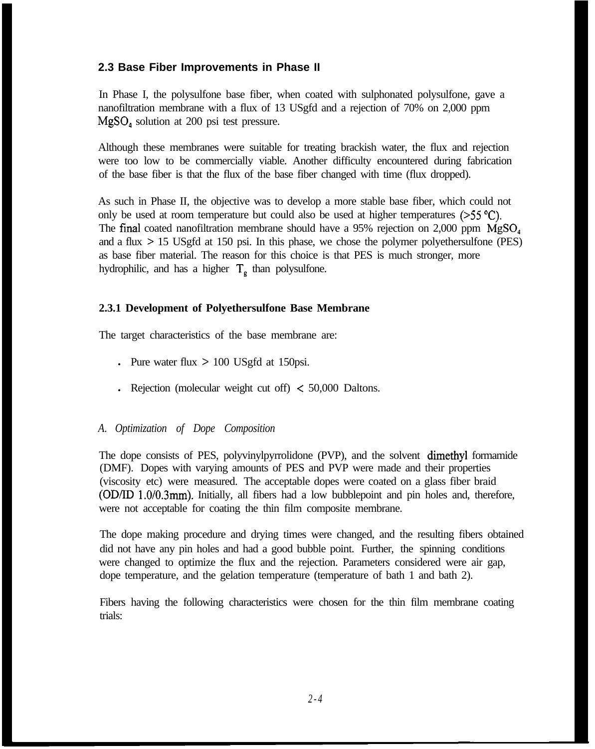### 2.3 Base Fiber Improvements in Phase II

In Phase I, the polysulfone base fiber, when coated with sulphonated polysulfone, gave a nanofiltration membrane with a flux of 13 USgfd and a rejection of 70% on 2,000 ppm $MgSO_4$ solution at 200 psi test pressure.

Although these membranes were suitable for treating brackish water, the flux and rejection were too low to be commercially viable. Another difficulty encountered during fabrication of the base fiber is that the flux of the base fiber changed with time (flux dropped).

As such in Phase II, the objective was to develop a more stable base fiber, which could not only be used at room temperature but could also be used at higher temperatures (>55 °C). The final coated nanofiltration membrane should have a 95% rejection on 2,000 ppm $MgSO_4$ and a flux > 15 USgfd at 150 psi. In this phase, we chose the polymer polyethersulfone (PES) as base fiber material. The reason for this choice is that PES is much stronger, more hydrophilic, and has a higher $T_g$ than polysulfone.

#### 2.3.1 Development of Polyethersulfone Base Membrane

The target characteristics of the base membrane are:

- Pure water flux > 100 USgfd at 150psi.
- Rejection (molecular weight cut off) < 50,000 Daltons.

*A. Optimization of Dope Composition*

The dope consists of PES, polyvinylpyrrolidone (PVP), and the solvent dimethyl formamide (DMF). Dopes with varying amounts of PES and PVP were made and their properties (viscosity etc) were measured. The acceptable dopes were coated on a glass fiber braid (OD/ID 1.0/0.3mm). Initially, all fibers had a low bubblepoint and pin holes and, therefore, were not acceptable for coating the thin film composite membrane.

The dope making procedure and drying times were changed, and the resulting fibers obtained did not have any pin holes and had a good bubble point. Further, the spinning conditions were changed to optimize the flux and the rejection. Parameters considered were air gap, dope temperature, and the gelation temperature (temperature of bath 1 and bath 2).

Fibers having the following characteristics were chosen for the thin film membrane coating trials: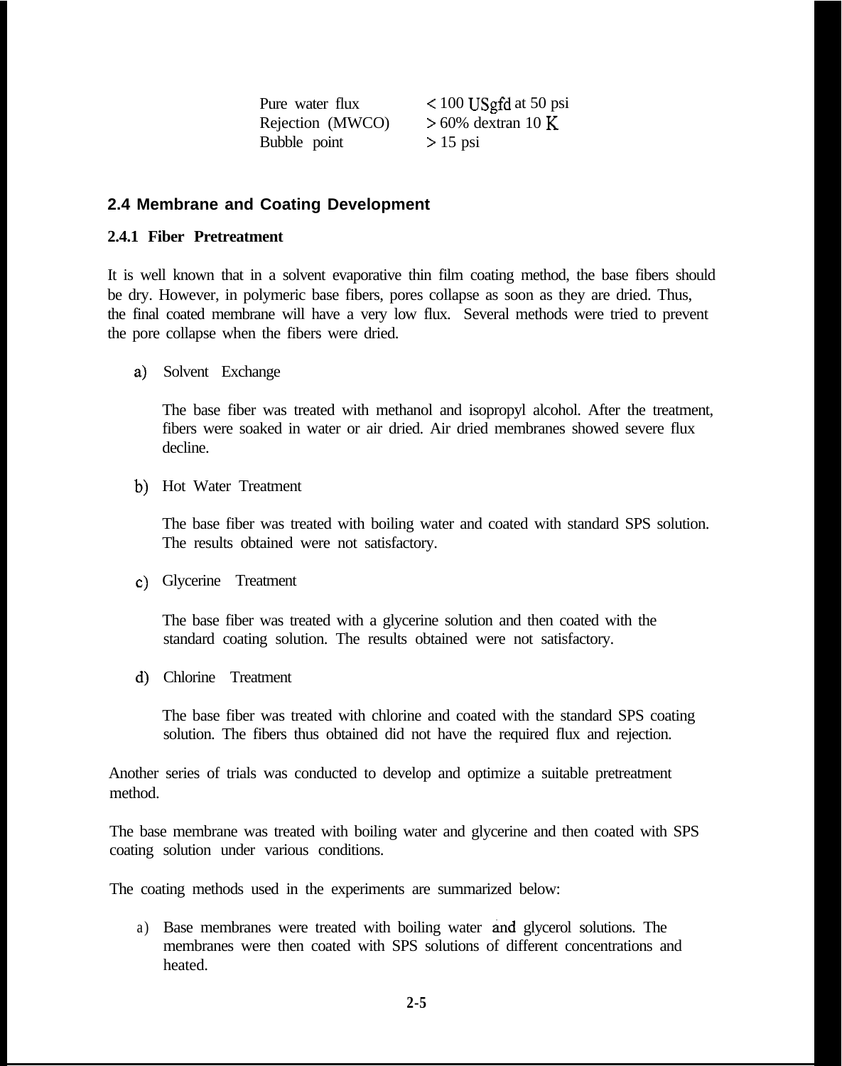| | |
|---|---|
| Pure water flux | < 100 USgfd at 50 psi |
| Rejection (MWCO) | > 60% dextran 10 K |
| Bubble point | > 15 psi |

## 2.4 Membrane and Coating Development

### 2.4.1 Fiber Pretreatment

It is well known that in a solvent evaporative thin film coating method, the base fibers should be dry. However, in polymeric base fibers, pores collapse as soon as they are dried. Thus, the final coated membrane will have a very low flux. Several methods were tried to prevent the pore collapse when the fibers were dried.

a) Solvent Exchange

The base fiber was treated with methanol and isopropyl alcohol. After the treatment, fibers were soaked in water or air dried. Air dried membranes showed severe flux decline.

b) Hot Water Treatment

The base fiber was treated with boiling water and coated with standard SPS solution. The results obtained were not satisfactory.

c) Glycerine Treatment

The base fiber was treated with a glycerine solution and then coated with the standard coating solution. The results obtained were not satisfactory.

d) Chlorine Treatment

The base fiber was treated with chlorine and coated with the standard SPS coating solution. The fibers thus obtained did not have the required flux and rejection.

Another series of trials was conducted to develop and optimize a suitable pretreatment method.

The base membrane was treated with boiling water and glycerine and then coated with SPS coating solution under various conditions.

The coating methods used in the experiments are summarized below:

a) Base membranes were treated with boiling water and glycerol solutions. The membranes were then coated with SPS solutions of different concentrations and heated.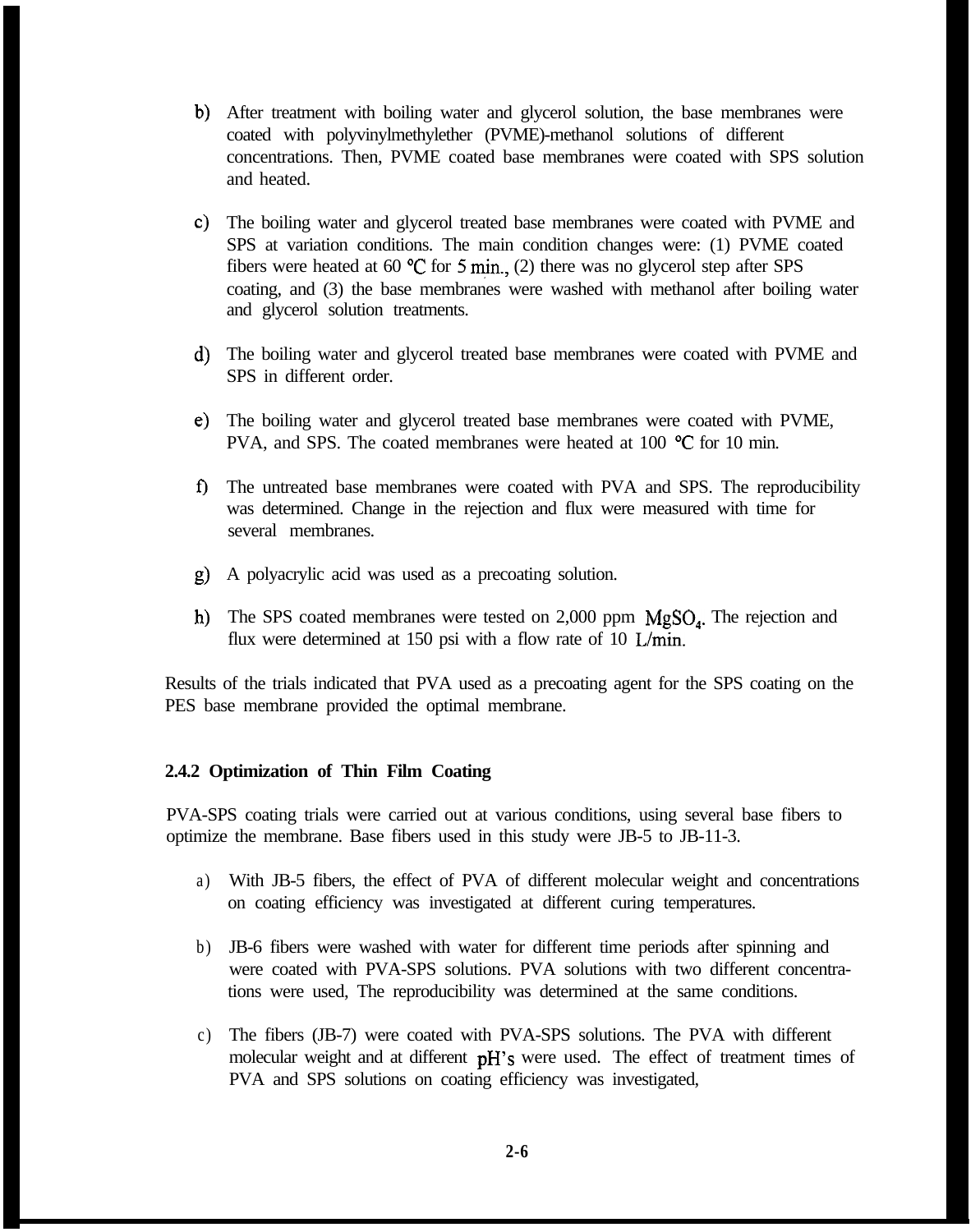b) After treatment with boiling water and glycerol solution, the base membranes were coated with polyvinylmethylether (PVME)-methanol solutions of different concentrations. Then, PVME coated base membranes were coated with SPS solution and heated.

c) The boiling water and glycerol treated base membranes were coated with PVME and SPS at variation conditions. The main condition changes were: (1) PVME coated fibers were heated at 60 °C for 5 min., (2) there was no glycerol step after SPS coating, and (3) the base membranes were washed with methanol after boiling water and glycerol solution treatments.

d) The boiling water and glycerol treated base membranes were coated with PVME and SPS in different order.

e) The boiling water and glycerol treated base membranes were coated with PVME, PVA, and SPS. The coated membranes were heated at 100 °C for 10 min.

f) The untreated base membranes were coated with PVA and SPS. The reproducibility was determined. Change in the rejection and flux were measured with time for several membranes.

g) A polyacrylic acid was used as a precoating solution.

h) The SPS coated membranes were tested on 2,000 ppm $MgSO_4$. The rejection and flux were determined at 150 psi with a flow rate of 10 L/min.

Results of the trials indicated that PVA used as a precoating agent for the SPS coating on the PES base membrane provided the optimal membrane.

### 2.4.2 Optimization of Thin Film Coating

PVA-SPS coating trials were carried out at various conditions, using several base fibers to optimize the membrane. Base fibers used in this study were JB-5 to JB-11-3.

a) With JB-5 fibers, the effect of PVA of different molecular weight and concentrations on coating efficiency was investigated at different curing temperatures.

b) JB-6 fibers were washed with water for different time periods after spinning and were coated with PVA-SPS solutions. PVA solutions with two different concentrations were used, The reproducibility was determined at the same conditions.

c) The fibers (JB-7) were coated with PVA-SPS solutions. The PVA with different molecular weight and at different pH's were used. The effect of treatment times of PVA and SPS solutions on coating efficiency was investigated,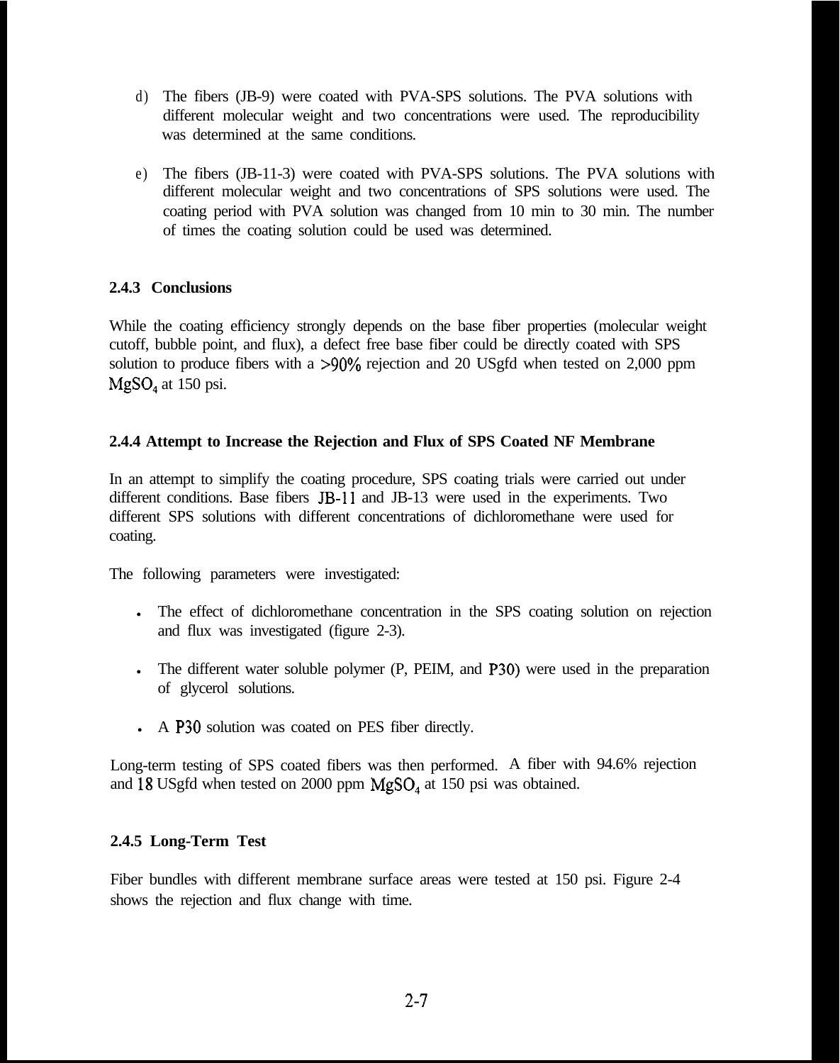d) The fibers (JB-9) were coated with PVA-SPS solutions. The PVA solutions with different molecular weight and two concentrations were used. The reproducibility was determined at the same conditions.

e) The fibers (JB-11-3) were coated with PVA-SPS solutions. The PVA solutions with different molecular weight and two concentrations of SPS solutions were used. The coating period with PVA solution was changed from 10 min to 30 min. The number of times the coating solution could be used was determined.

### 2.4.3 Conclusions

While the coating efficiency strongly depends on the base fiber properties (molecular weight cutoff, bubble point, and flux), a defect free base fiber could be directly coated with SPS solution to produce fibers with a >90% rejection and 20 USgfd when tested on 2,000 ppm $MgSO_4$ at 150 psi.

### 2.4.4 Attempt to Increase the Rejection and Flux of SPS Coated NF Membrane

In an attempt to simplify the coating procedure, SPS coating trials were carried out under different conditions. Base fibers JB-11 and JB-13 were used in the experiments. Two different SPS solutions with different concentrations of dichloromethane were used for coating.

The following parameters were investigated:

- The effect of dichloromethane concentration in the SPS coating solution on rejection and flux was investigated (figure 2-3).
- The different water soluble polymer (P, PEIM, and P30) were used in the preparation of glycerol solutions.
- A P30 solution was coated on PES fiber directly.

Long-term testing of SPS coated fibers was then performed. A fiber with 94.6% rejection and 18 USgfd when tested on 2000 ppm $MgSO_4$ at 150 psi was obtained.

### 2.4.5 Long-Term Test

Fiber bundles with different membrane surface areas were tested at 150 psi. Figure 2-4 shows the rejection and flux change with time.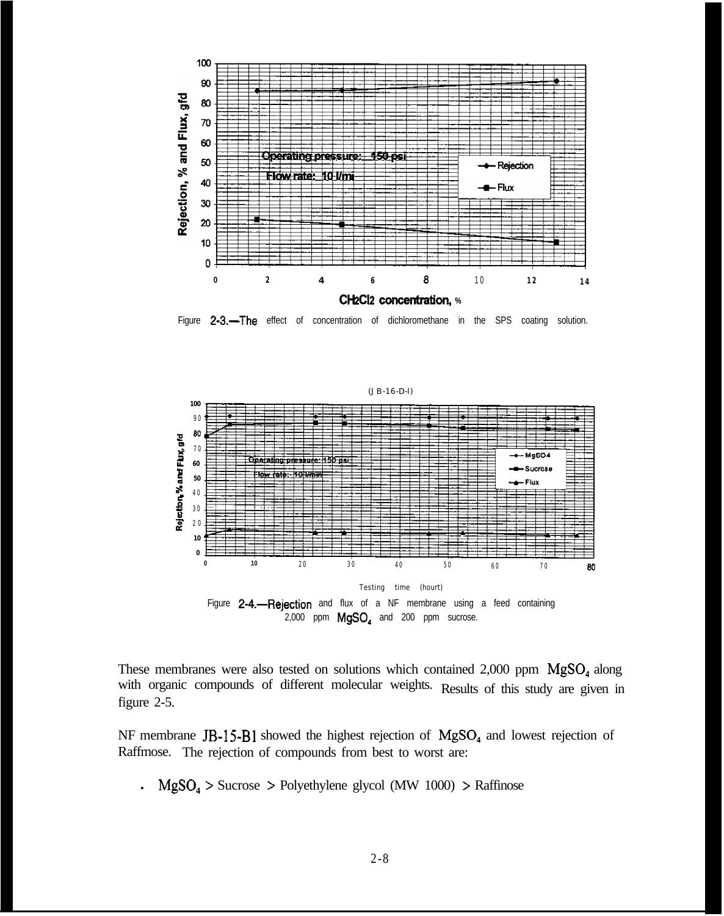Figure 2-3.—The effect of concentration of dichloromethane in the SPS coating solution.

Figure 2-4.—Rejection and flux of a NF membrane using a feed containing 2,000 ppm $MgSO_4$ and 200 ppm sucrose.

These membranes were also tested on solutions which contained 2,000 ppm $MgSO_4$ along with organic compounds of different molecular weights. Results of this study are given in figure 2-5.

NF membrane JB-15-B1 showed the highest rejection of $MgSO_4$ and lowest rejection of Raffmose. The rejection of compounds from best to worst are:

- $MgSO_4$ > Sucrose > Polyethylene glycol (MW 1000) > Raffinose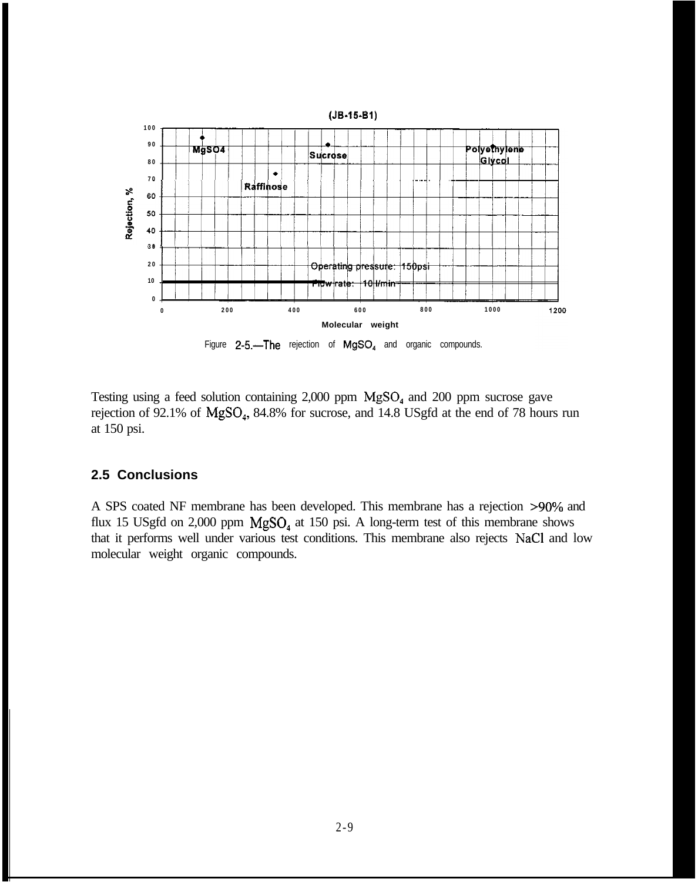(JB-15-B1)

Figure 2-5.—The rejection of $MgSO_4$ and organic compounds.

Testing using a feed solution containing 2,000 ppm $MgSO_4$ and 200 ppm sucrose gave rejection of 92.1% of $MgSO_4$, 84.8% for sucrose, and 14.8 USgfd at the end of 78 hours run at 150 psi.

## 2.5 Conclusions

A SPS coated NF membrane has been developed. This membrane has a rejection >90% and flux 15 USgfd on 2,000 ppm $MgSO_4$ at 150 psi. A long-term test of this membrane shows that it performs well under various test conditions. This membrane also rejects NaCl and low molecular weight organic compounds.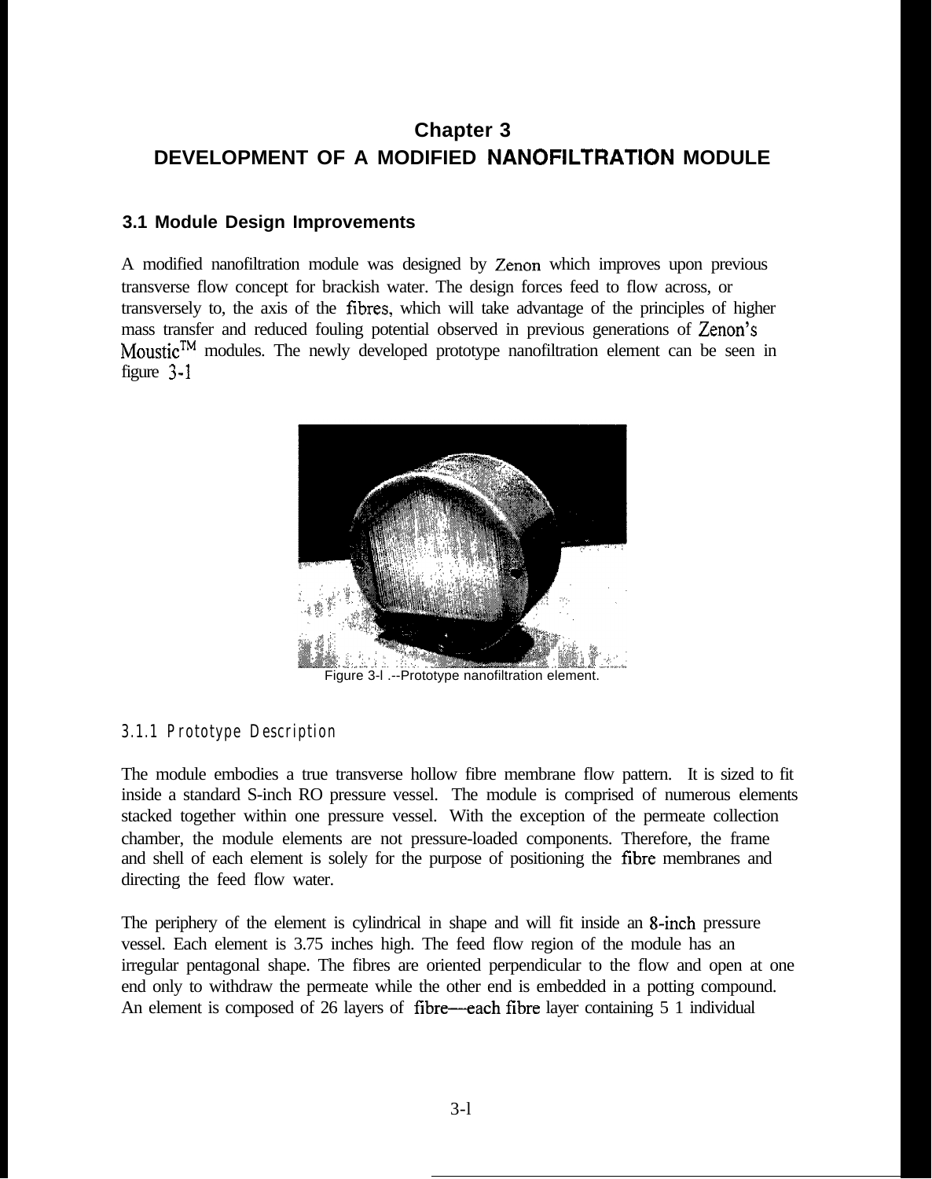# Chapter 3
# DEVELOPMENT OF A MODIFIED NANOFILTRATION MODULE

## 3.1 Module Design Improvements

A modified nanofiltration module was designed by Zenon which improves upon previous transverse flow concept for brackish water. The design forces feed to flow across, or transversely to, the axis of the fibres, which will take advantage of the principles of higher mass transfer and reduced fouling potential observed in previous generations of Zenon's Moustic™ modules. The newly developed prototype nanofiltration element can be seen in figure 3-1

Figure 3-l .--Prototype nanofiltration element.

### 3.1.1 Prototype Description

The module embodies a true transverse hollow fibre membrane flow pattern. It is sized to fit inside a standard S-inch RO pressure vessel. The module is comprised of numerous elements stacked together within one pressure vessel. With the exception of the permeate collection chamber, the module elements are not pressure-loaded components. Therefore, the frame and shell of each element is solely for the purpose of positioning the fibre membranes and directing the feed flow water.

The periphery of the element is cylindrical in shape and will fit inside an 8-inch pressure vessel. Each element is 3.75 inches high. The feed flow region of the module has an irregular pentagonal shape. The fibres are oriented perpendicular to the flow and open at one end only to withdraw the permeate while the other end is embedded in a potting compound. An element is composed of 26 layers of fibre—each fibre layer containing 5 1 individual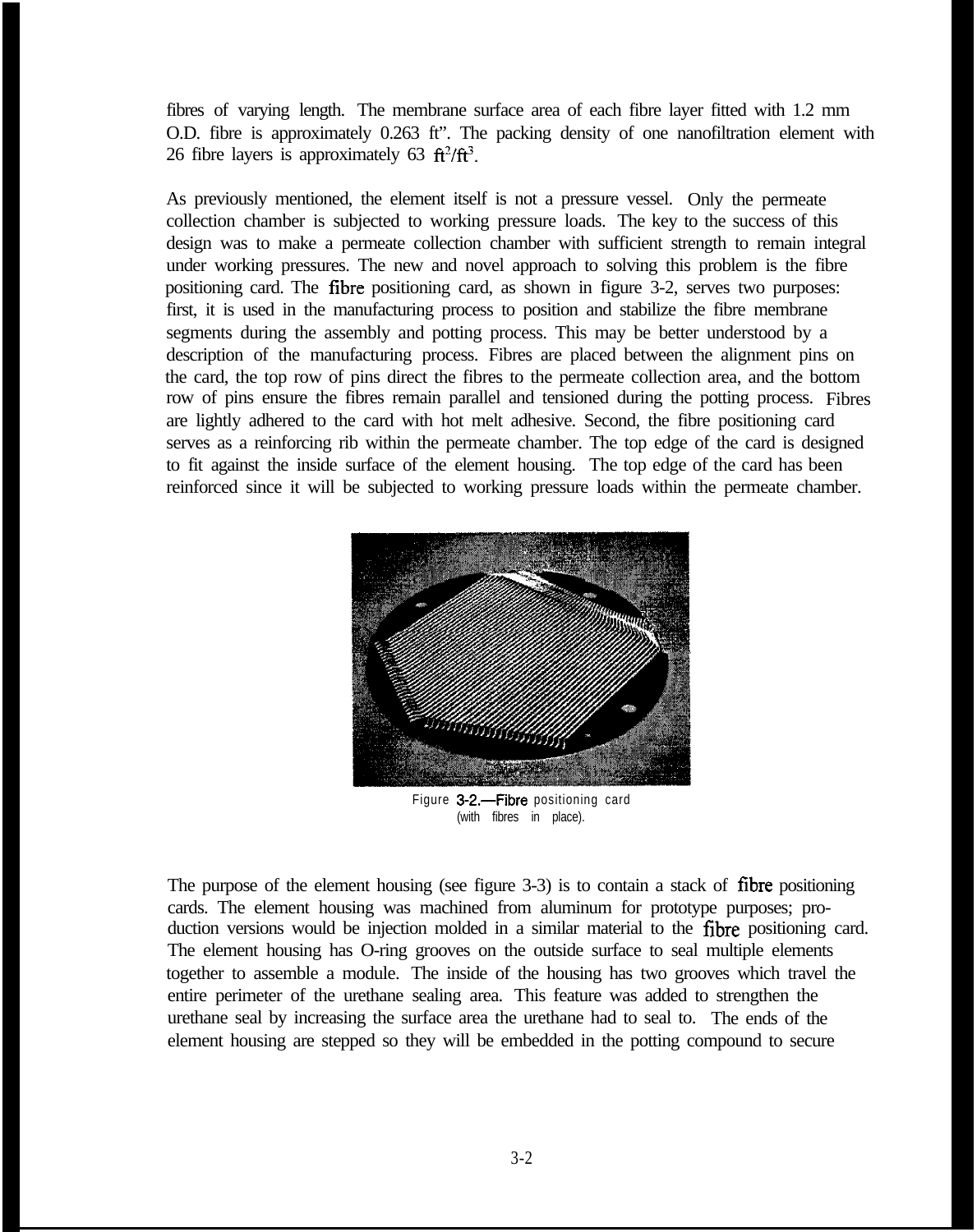fibres of varying length. The membrane surface area of each fibre layer fitted with 1.2 mm O.D. fibre is approximately 0.263 $ft^2$. The packing density of one nanofiltration element with 26 fibre layers is approximately 63 $ft^2/ft^3$.

As previously mentioned, the element itself is not a pressure vessel. Only the permeate collection chamber is subjected to working pressure loads. The key to the success of this design was to make a permeate collection chamber with sufficient strength to remain integral under working pressures. The new and novel approach to solving this problem is the fibre positioning card. The fibre positioning card, as shown in figure 3-2, serves two purposes: first, it is used in the manufacturing process to position and stabilize the fibre membrane segments during the assembly and potting process. This may be better understood by a description of the manufacturing process. Fibres are placed between the alignment pins on the card, the top row of pins direct the fibres to the permeate collection area, and the bottom row of pins ensure the fibres remain parallel and tensioned during the potting process. Fibres are lightly adhered to the card with hot melt adhesive. Second, the fibre positioning card serves as a reinforcing rib within the permeate chamber. The top edge of the card is designed to fit against the inside surface of the element housing. The top edge of the card has been reinforced since it will be subjected to working pressure loads within the permeate chamber.

Figure 3-2.—Fibre positioning card (with fibres in place).

The purpose of the element housing (see figure 3-3) is to contain a stack of fibre positioning cards. The element housing was machined from aluminum for prototype purposes; production versions would be injection molded in a similar material to the fibre positioning card. The element housing has O-ring grooves on the outside surface to seal multiple elements together to assemble a module. The inside of the housing has two grooves which travel the entire perimeter of the urethane sealing area. This feature was added to strengthen the urethane seal by increasing the surface area the urethane had to seal to. The ends of the element housing are stepped so they will be embedded in the potting compound to secure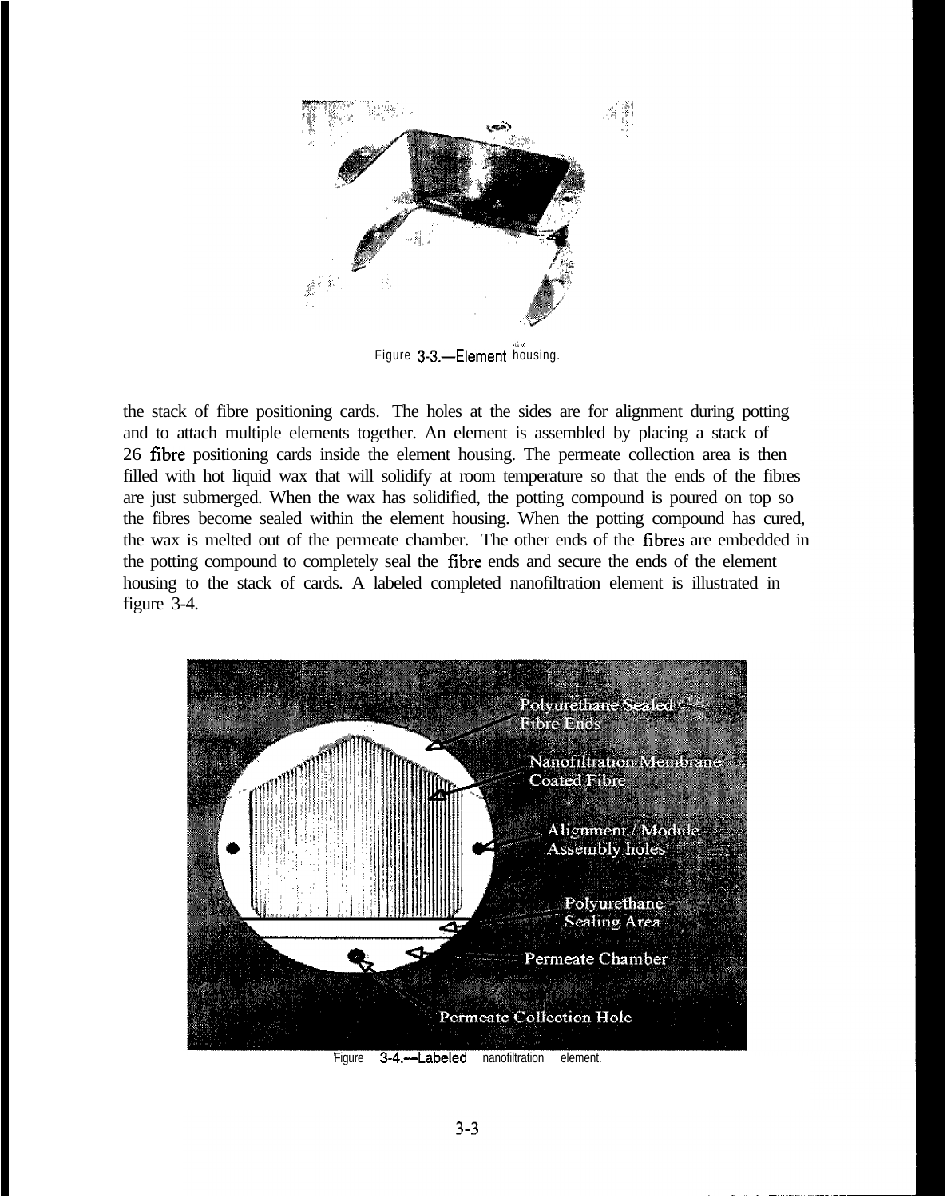Figure 3-3.—Element housing.

the stack of fibre positioning cards. The holes at the sides are for alignment during potting and to attach multiple elements together. An element is assembled by placing a stack of 26 fibre positioning cards inside the element housing. The permeate collection area is then filled with hot liquid wax that will solidify at room temperature so that the ends of the fibres are just submerged. When the wax has solidified, the potting compound is poured on top so the fibres become sealed within the element housing. When the potting compound has cured, the wax is melted out of the permeate chamber. The other ends of the fibres are embedded in the potting compound to completely seal the fibre ends and secure the ends of the element housing to the stack of cards. A labeled completed nanofiltration element is illustrated in figure 3-4.

Figure 3-4.—Labeled nanofiltration element.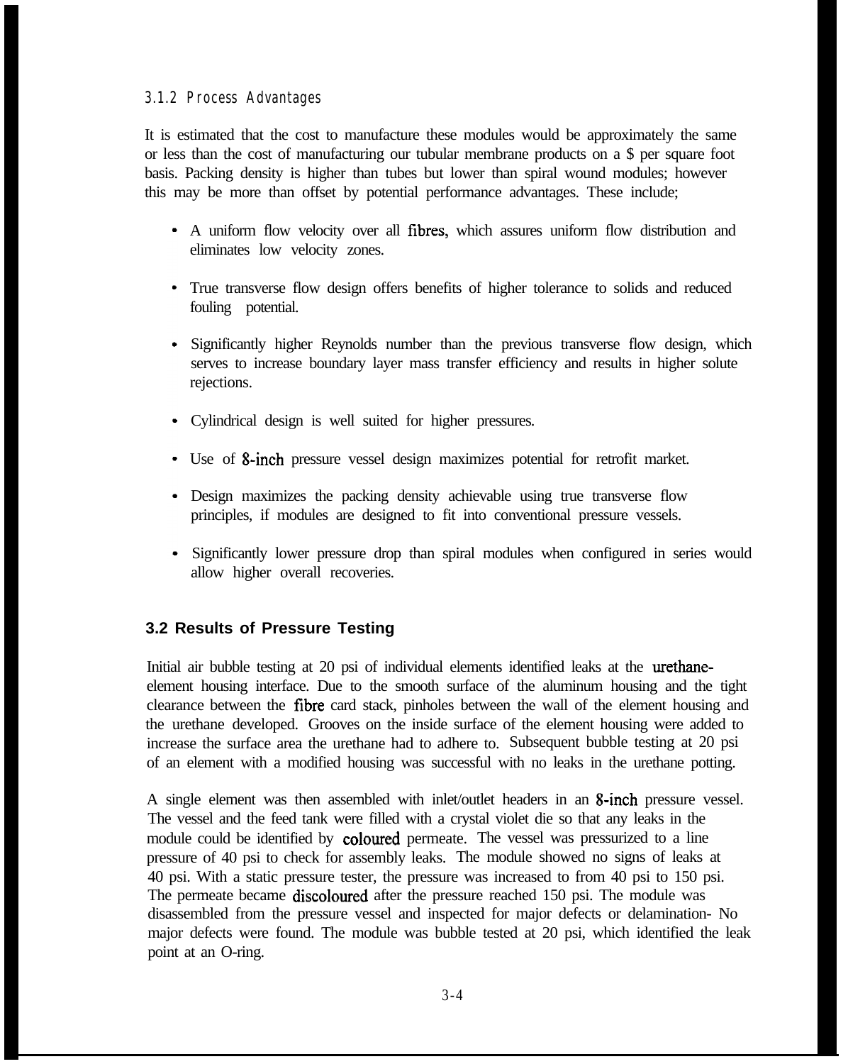### 3.1.2 Process Advantages

It is estimated that the cost to manufacture these modules would be approximately the same or less than the cost of manufacturing our tubular membrane products on a $ per square foot basis. Packing density is higher than tubes but lower than spiral wound modules; however this may be more than offset by potential performance advantages. These include;

- A uniform flow velocity over all fibres, which assures uniform flow distribution and eliminates low velocity zones.
- True transverse flow design offers benefits of higher tolerance to solids and reduced fouling potential.
- Significantly higher Reynolds number than the previous transverse flow design, which serves to increase boundary layer mass transfer efficiency and results in higher solute rejections.
- Cylindrical design is well suited for higher pressures.
- Use of 8-inch pressure vessel design maximizes potential for retrofit market.
- Design maximizes the packing density achievable using true transverse flow principles, if modules are designed to fit into conventional pressure vessels.
- Significantly lower pressure drop than spiral modules when configured in series would allow higher overall recoveries.

## 3.2 Results of Pressure Testing

Initial air bubble testing at 20 psi of individual elements identified leaks at the urethane-element housing interface. Due to the smooth surface of the aluminum housing and the tight clearance between the fibre card stack, pinholes between the wall of the element housing and the urethane developed. Grooves on the inside surface of the element housing were added to increase the surface area the urethane had to adhere to. Subsequent bubble testing at 20 psi of an element with a modified housing was successful with no leaks in the urethane potting.

A single element was then assembled with inlet/outlet headers in an 8-inch pressure vessel. The vessel and the feed tank were filled with a crystal violet die so that any leaks in the module could be identified by coloured permeate. The vessel was pressurized to a line pressure of 40 psi to check for assembly leaks. The module showed no signs of leaks at 40 psi. With a static pressure tester, the pressure was increased to from 40 psi to 150 psi. The permeate became discoloured after the pressure reached 150 psi. The module was disassembled from the pressure vessel and inspected for major defects or delamination- No major defects were found. The module was bubble tested at 20 psi, which identified the leak point at an O-ring.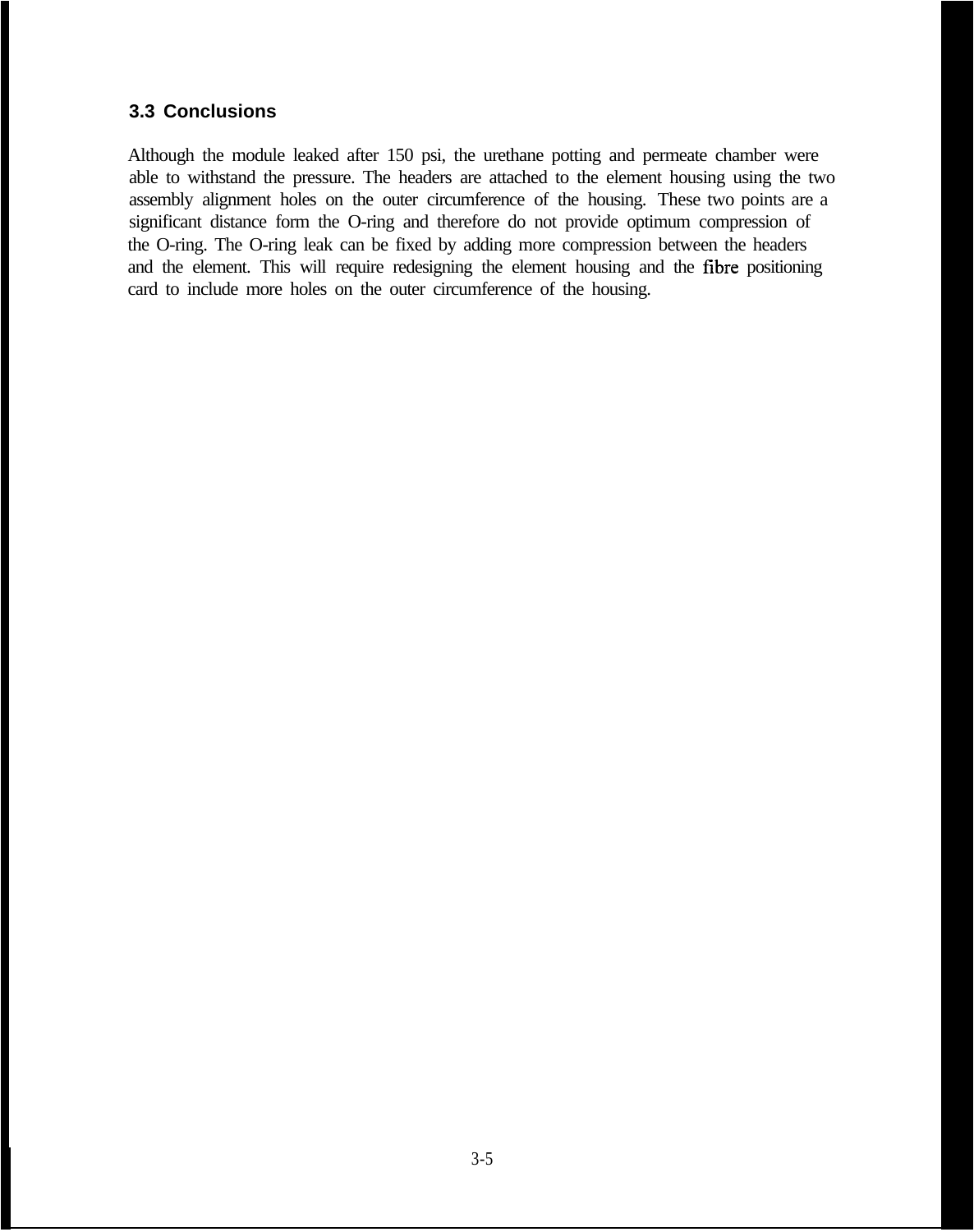### 3.3 Conclusions

Although the module leaked after 150 psi, the urethane potting and permeate chamber were able to withstand the pressure. The headers are attached to the element housing using the two assembly alignment holes on the outer circumference of the housing. These two points are a significant distance form the O-ring and therefore do not provide optimum compression of the O-ring. The O-ring leak can be fixed by adding more compression between the headers and the element. This will require redesigning the element housing and the fibre positioning card to include more holes on the outer circumference of the housing.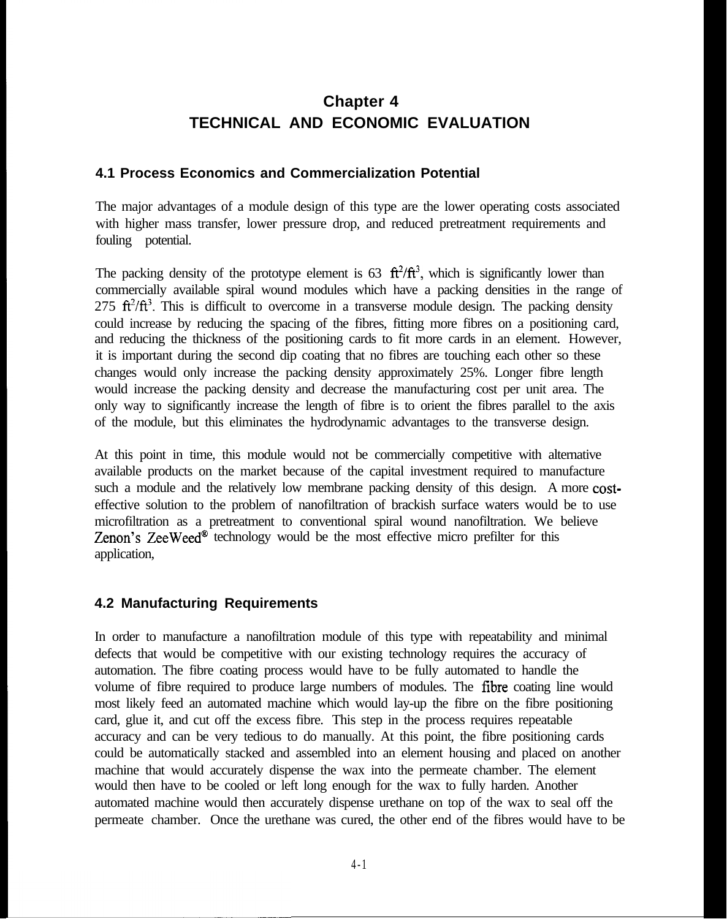# Chapter 4
# TECHNICAL AND ECONOMIC EVALUATION

## 4.1 Process Economics and Commercialization Potential

The major advantages of a module design of this type are the lower operating costs associated with higher mass transfer, lower pressure drop, and reduced pretreatment requirements and fouling potential.

The packing density of the prototype element is 63 $ft^2/ft^3$, which is significantly lower than commercially available spiral wound modules which have a packing densities in the range of 275 $ft^2/ft^3$. This is difficult to overcome in a transverse module design. The packing density could increase by reducing the spacing of the fibres, fitting more fibres on a positioning card, and reducing the thickness of the positioning cards to fit more cards in an element. However, it is important during the second dip coating that no fibres are touching each other so these changes would only increase the packing density approximately 25%. Longer fibre length would increase the packing density and decrease the manufacturing cost per unit area. The only way to significantly increase the length of fibre is to orient the fibres parallel to the axis of the module, but this eliminates the hydrodynamic advantages to the transverse design.

At this point in time, this module would not be commercially competitive with alternative available products on the market because of the capital investment required to manufacture such a module and the relatively low membrane packing density of this design. A more cost-effective solution to the problem of nanofiltration of brackish surface waters would be to use microfiltration as a pretreatment to conventional spiral wound nanofiltration. We believe Zenon's ZeeWeed® technology would be the most effective micro prefilter for this application,

## 4.2 Manufacturing Requirements

In order to manufacture a nanofiltration module of this type with repeatability and minimal defects that would be competitive with our existing technology requires the accuracy of automation. The fibre coating process would have to be fully automated to handle the volume of fibre required to produce large numbers of modules. The fibre coating line would most likely feed an automated machine which would lay-up the fibre on the fibre positioning card, glue it, and cut off the excess fibre. This step in the process requires repeatable accuracy and can be very tedious to do manually. At this point, the fibre positioning cards could be automatically stacked and assembled into an element housing and placed on another machine that would accurately dispense the wax into the permeate chamber. The element would then have to be cooled or left long enough for the wax to fully harden. Another automated machine would then accurately dispense urethane on top of the wax to seal off the permeate chamber. Once the urethane was cured, the other end of the fibres would have to be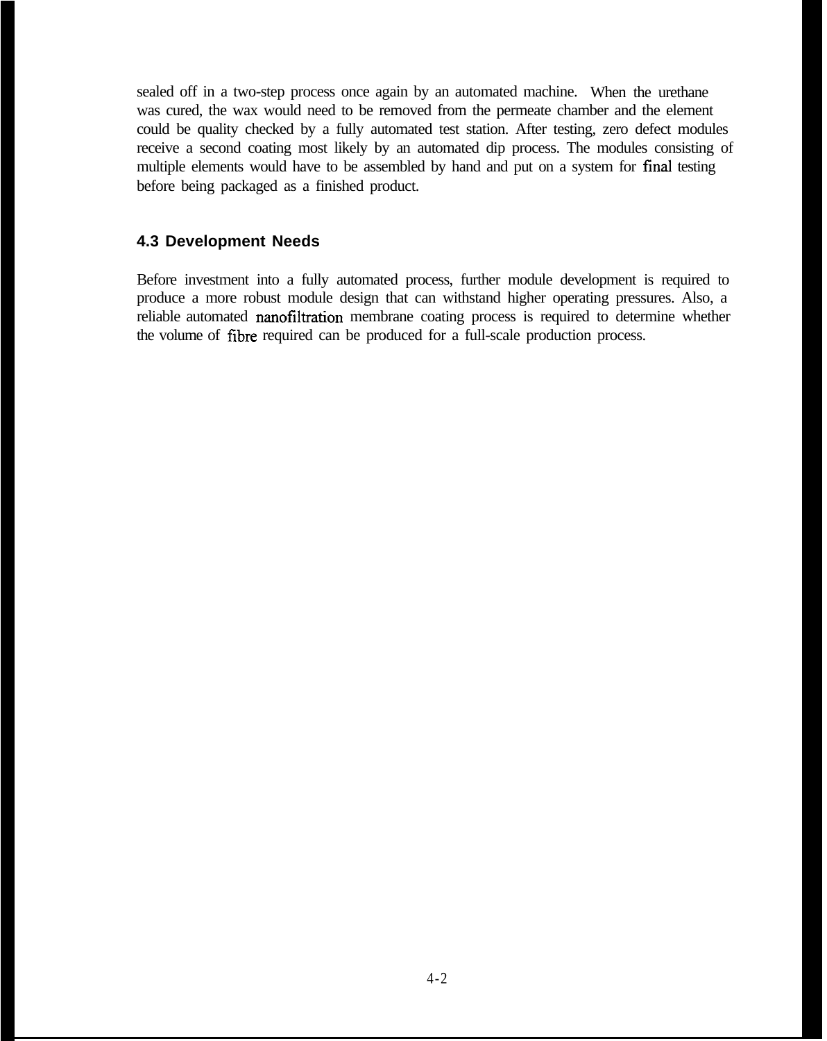sealed off in a two-step process once again by an automated machine. When the urethane was cured, the wax would need to be removed from the permeate chamber and the element could be quality checked by a fully automated test station. After testing, zero defect modules receive a second coating most likely by an automated dip process. The modules consisting of multiple elements would have to be assembled by hand and put on a system for final testing before being packaged as a finished product.

### 4.3 Development Needs

Before investment into a fully automated process, further module development is required to produce a more robust module design that can withstand higher operating pressures. Also, a reliable automated nanofiltration membrane coating process is required to determine whether the volume of fibre required can be produced for a full-scale production process.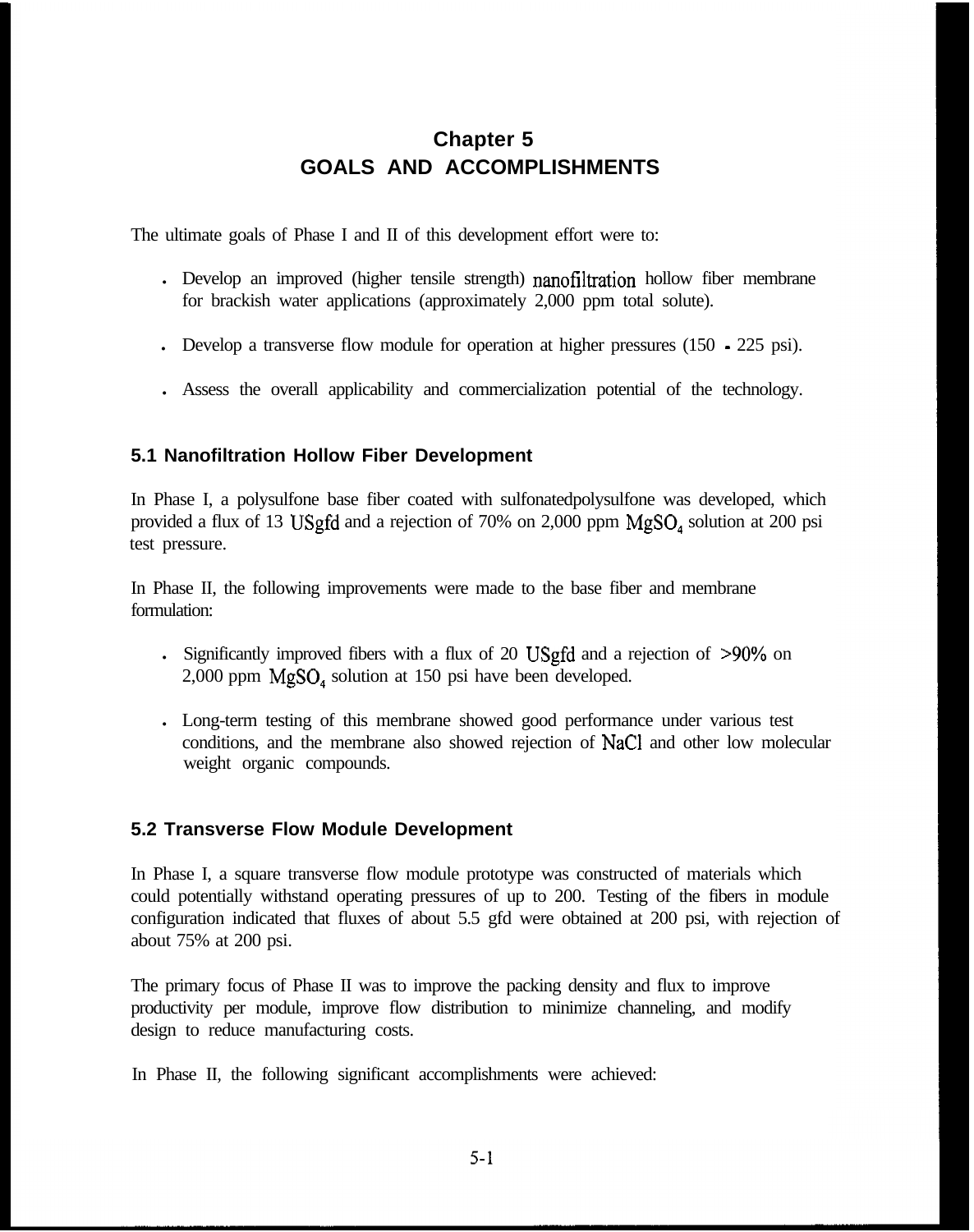# Chapter 5
# GOALS AND ACCOMPLISHMENTS

The ultimate goals of Phase I and II of this development effort were to:

- Develop an improved (higher tensile strength) nanofiltration hollow fiber membrane for brackish water applications (approximately 2,000 ppm total solute).
- Develop a transverse flow module for operation at higher pressures (150 - 225 psi).
- Assess the overall applicability and commercialization potential of the technology.

## 5.1 Nanofiltration Hollow Fiber Development

In Phase I, a polysulfone base fiber coated with sulfonatedpolysulfone was developed, which provided a flux of 13 USgfd and a rejection of 70% on 2,000 ppm $MgSO_4$ solution at 200 psi test pressure.

In Phase II, the following improvements were made to the base fiber and membrane formulation:

- Significantly improved fibers with a flux of 20 USgfd and a rejection of >90% on 2,000 ppm $MgSO_4$ solution at 150 psi have been developed.
- Long-term testing of this membrane showed good performance under various test conditions, and the membrane also showed rejection of NaCl and other low molecular weight organic compounds.

## 5.2 Transverse Flow Module Development

In Phase I, a square transverse flow module prototype was constructed of materials which could potentially withstand operating pressures of up to 200. Testing of the fibers in module configuration indicated that fluxes of about 5.5 gfd were obtained at 200 psi, with rejection of about 75% at 200 psi.

The primary focus of Phase II was to improve the packing density and flux to improve productivity per module, improve flow distribution to minimize channeling, and modify design to reduce manufacturing costs.

In Phase II, the following significant accomplishments were achieved: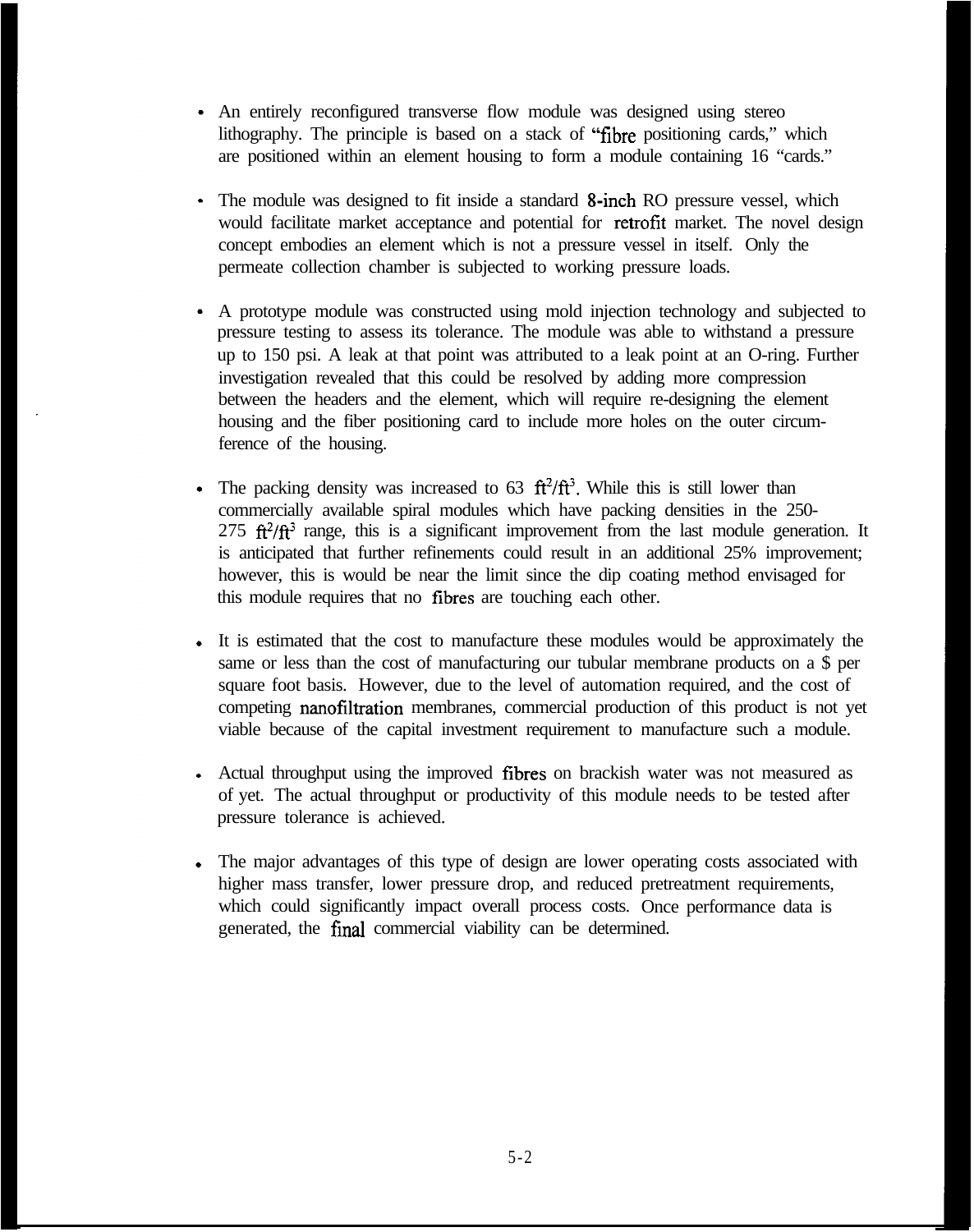- An entirely reconfigured transverse flow module was designed using stereo lithography. The principle is based on a stack of "fibre positioning cards," which are positioned within an element housing to form a module containing 16 "cards."

- The module was designed to fit inside a standard 8-inch RO pressure vessel, which would facilitate market acceptance and potential for retrofit market. The novel design concept embodies an element which is not a pressure vessel in itself. Only the permeate collection chamber is subjected to working pressure loads.

- A prototype module was constructed using mold injection technology and subjected to pressure testing to assess its tolerance. The module was able to withstand a pressure up to 150 psi. A leak at that point was attributed to a leak point at an O-ring. Further investigation revealed that this could be resolved by adding more compression between the headers and the element, which will require re-designing the element housing and the fiber positioning card to include more holes on the outer circumference of the housing.

- The packing density was increased to 63 $ft^2/ft^3$. While this is still lower than commercially available spiral modules which have packing densities in the 250-275 $ft^2/ft^3$ range, this is a significant improvement from the last module generation. It is anticipated that further refinements could result in an additional 25% improvement; however, this is would be near the limit since the dip coating method envisaged for this module requires that no fibres are touching each other.

- It is estimated that the cost to manufacture these modules would be approximately the same or less than the cost of manufacturing our tubular membrane products on a $ per square foot basis. However, due to the level of automation required, and the cost of competing nanofiltration membranes, commercial production of this product is not yet viable because of the capital investment requirement to manufacture such a module.

- Actual throughput using the improved fibres on brackish water was not measured as of yet. The actual throughput or productivity of this module needs to be tested after pressure tolerance is achieved.

- The major advantages of this type of design are lower operating costs associated with higher mass transfer, lower pressure drop, and reduced pretreatment requirements, which could significantly impact overall process costs. Once performance data is generated, the final commercial viability can be determined.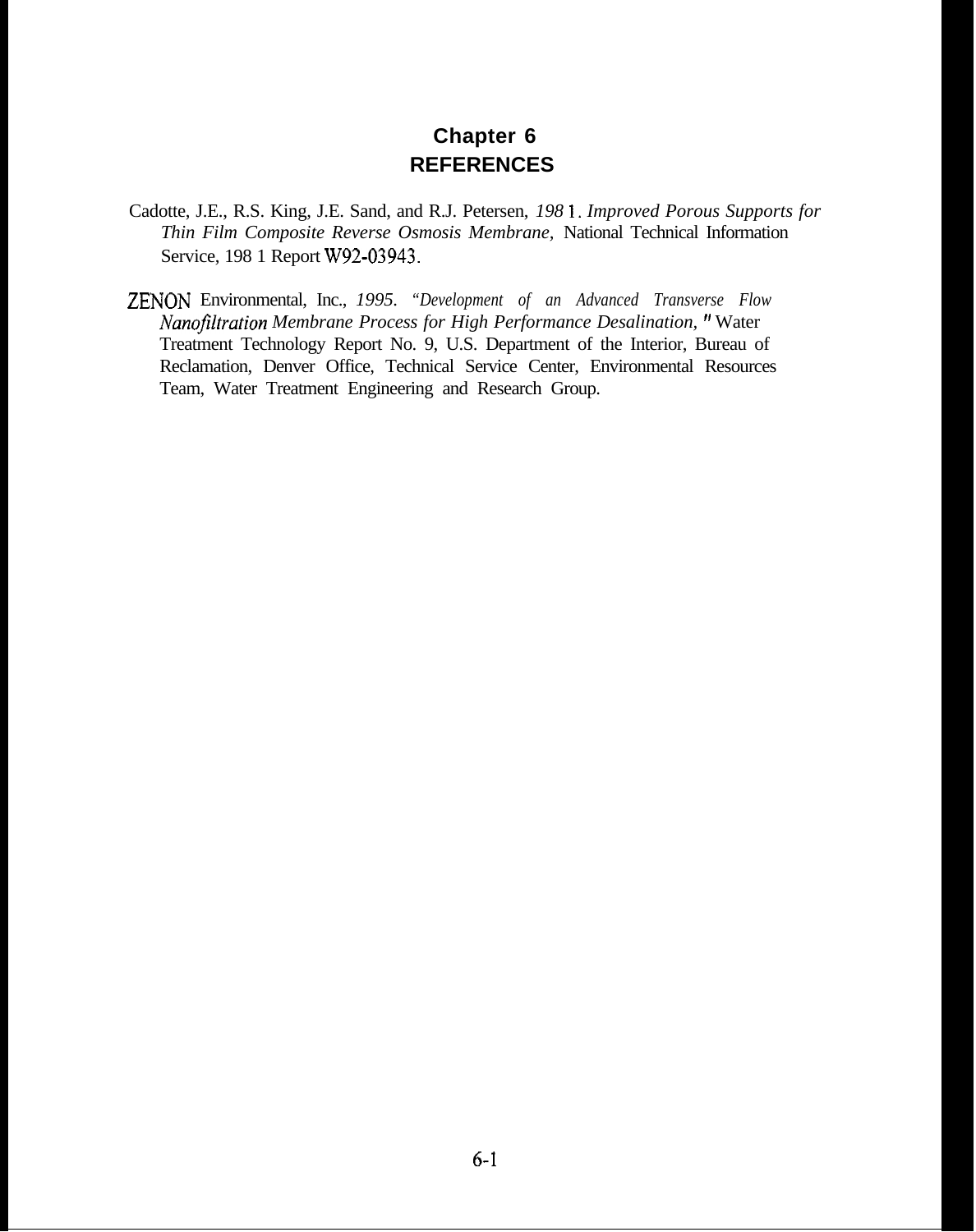# Chapter 6
# REFERENCES

Cadotte, J.E., R.S. King, J.E. Sand, and R.J. Petersen, *1981. Improved Porous Supports for Thin Film Composite Reverse Osmosis Membrane,* National Technical Information Service, 1981 Report W92-03943.

ZENON Environmental, Inc., *1995. "Development of an Advanced Transverse Flow Nanofiltration Membrane Process for High Performance Desalination,"* Water Treatment Technology Report No. 9, U.S. Department of the Interior, Bureau of Reclamation, Denver Office, Technical Service Center, Environmental Resources Team, Water Treatment Engineering and Research Group.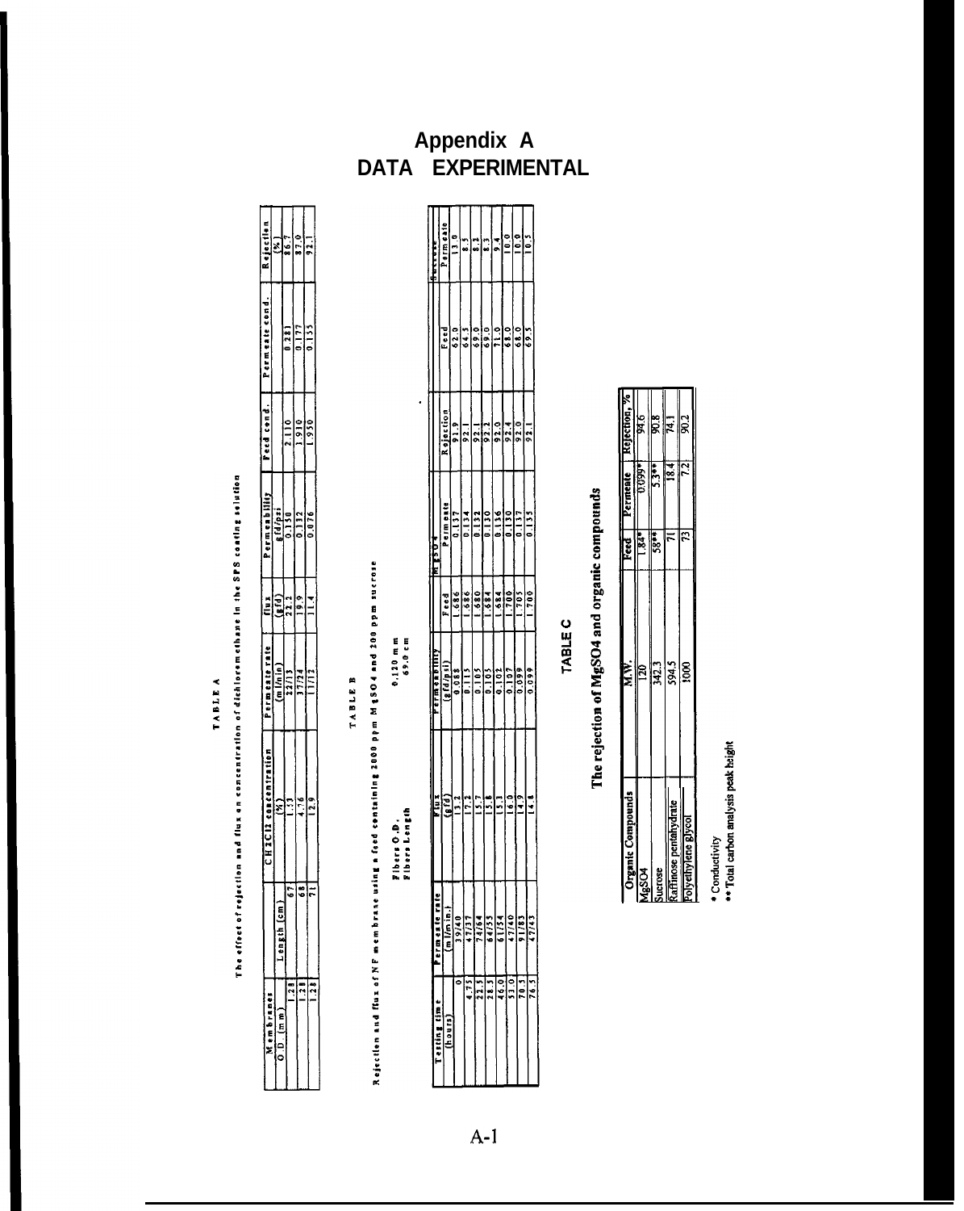# Appendix A
## DATA EXPERIMENTAL

**TABLE A**

The effect of rejection and flux on concentration of dichloromethane in the SPS coating solution

| Membranes | | $CH_2Cl_2$ concentration | Permeate rate | flux | Permeability | Feed cond. | Permeate cond. | Rejection |
|---|---|---|---|---|---|---|---|---|
| O.D. (mm) | Length (cm) | (%) | (ml/min) | (gfd) | gfd/psi | | | (%) |
| 1.28 | 67 | 1.33 | 22/13 | 22.2 | 0.150 | 2.110 | 0.281 | 86.7 |
| 1.28 | 68 | 4.76 | 37/24 | 19.9 | 0.112 | 1.910 | 0.177 | 87.0 |
| 1.28 | 71 | 12.9 | 11/12 | 11.4 | 0.076 | 1.950 | 0.155 | 92.1 |

**TABLE B**

Rejection and flux of NF membrane using a feed containing 2000 ppm $MgSO_4$ and 200 ppm sucrose

Fibers O.D. 0.120 mm
Fibers Length 69.0 cm

| Testing time | Permeate rate | Flux | Permeability | $MgSO_4$ | | | Sucrose | |
|---|---|---|---|---|---|---|---|---|
| (hours) | (ml/min.) | (gfd) | (gfd/psi) | Feed | Permeate | Rejection | Feed | Permeate |
| 0 | 39/40 | 13.2 | 0.088 | 1.686 | 0.137 | 91.9 | 62.0 | 13.0 |
| 4.75 | 47/37 | 17.2 | 0.115 | 1.686 | 0.134 | 92.1 | 64.5 | 8.5 |
| 22.5 | 74/64 | 15.7 | 0.105 | 1.680 | 0.132 | 92.1 | 69.0 | 8.2 |
| 28.5 | 64/55 | 15.8 | 0.105 | 1.684 | 0.130 | 92.2 | 69.0 | 8.3 |
| 46.0 | 61/54 | 15.3 | 0.102 | 1.700 | 0.136 | 92.0 | 71.0 | 9.4 |
| 53.0 | 47/40 | 16.0 | 0.107 | 1.700 | 0.130 | 92.4 | 68.0 | 10.0 |
| 70.5 | 91/83 | 14.9 | 0.099 | 1.705 | 0.137 | 92.0 | 68.0 | 10.0 |
| 76.5 | 47/43 | 14.8 | 0.099 | 1.700 | 0.135 | 92.1 | 69.5 | 10.5 |

**TABLE C**

**The rejection of $MgSO_4$ and organic compounds**

| Organic Compounds | M.W. | Feed | Permeate | Rejection, % |
|---|---|---|---|---|
| $MgSO_4$ | 120 | 1.84* | 0.099* | 94.6 |
| Sucrose | 342.3 | 58** | 5.3** | 90.8 |
| Raffinose pentahydrate | 594.5 | 71 | 18.4 | 74.1 |
| Polyethylene glycol | 1000 | 73 | 7.2 | 90.2 |

\* Conductivity
\** Total carbon analysis peak height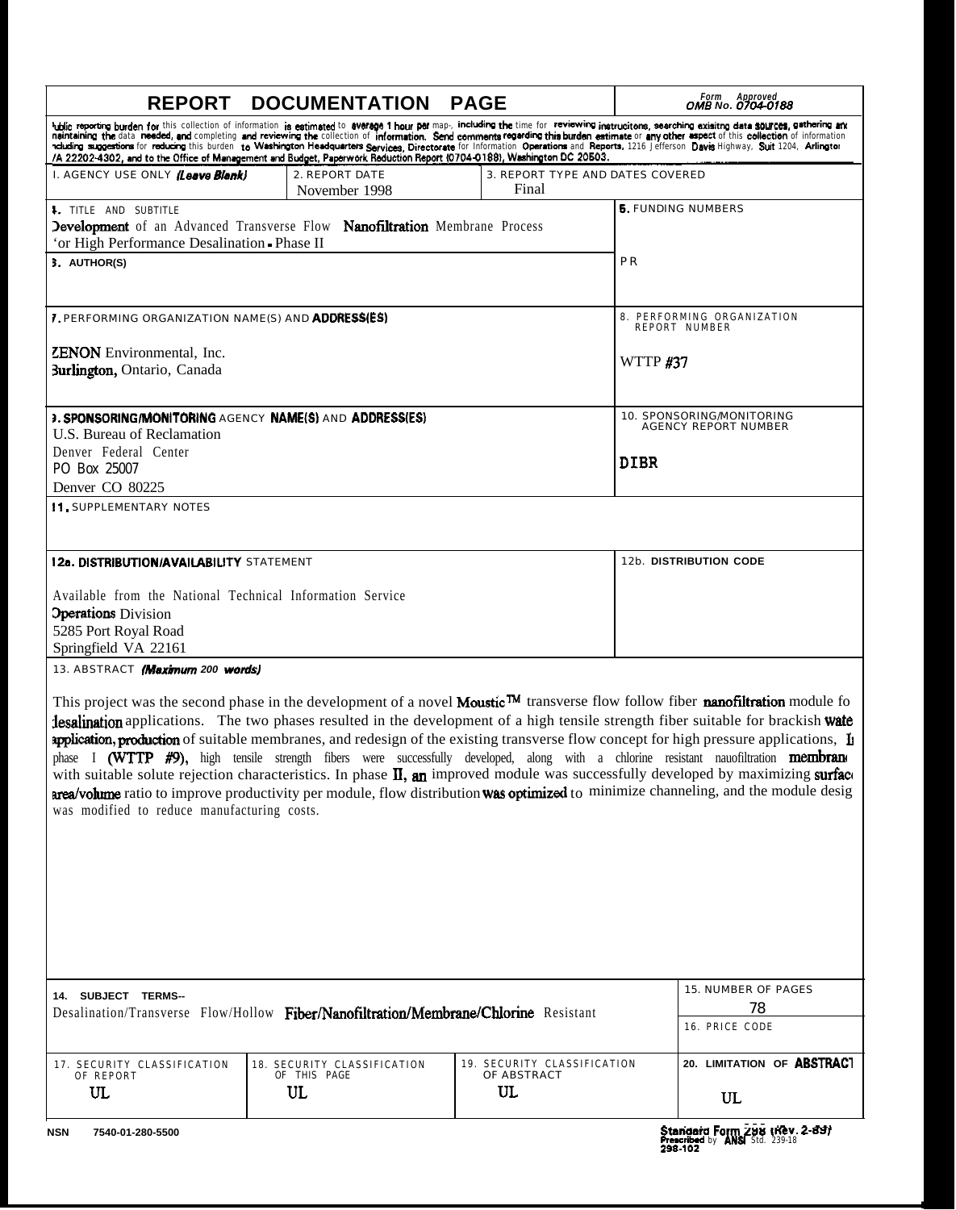# REPORT DOCUMENTATION PAGE

Form Approved
OMB No. 0704-0188

Public reporting burden for this collection of information is estimated to average 1 hour per map-, including the time for reviewing instrucitons, searching exisitng data sources, gathering and maintaining the data needed, and completing and reviewing the collection of information. Send comments regarding this burden estimate or any other aspect of this collection of information including suggestions for reducing this burden to Washington Headquarters Services, Directorate for Information Operations and Reports, 1216 Jefferson Davis Highway, Suit 1204, Arlington VA 22202-4302, and to the Office of Management and Budget, Paperwork Reduction Report (0704-0188), Washington DC 20503.

| 1. AGENCY USE ONLY *(Leave Blank)* | 2. REPORT DATE | 3. REPORT TYPE AND DATES COVERED |
|---|---|---|
| | November 1998 | Final |

**4. TITLE AND SUBTITLE**
Development of an Advanced Transverse Flow Nanofiltration Membrane Process for High Performance Desalination - Phase II

**5. FUNDING NUMBERS**
PR

**6. AUTHOR(S)**

**7. PERFORMING ORGANIZATION NAME(S) AND ADDRESS(ES)**
ZENON Environmental, Inc.
Burlington, Ontario, Canada

**8. PERFORMING ORGANIZATION REPORT NUMBER**
WTTP #37

**9. SPONSORING/MONITORING AGENCY NAME(S) AND ADDRESS(ES)**
U.S. Bureau of Reclamation
Denver Federal Center
PO Box 25007
Denver CO 80225

**10. SPONSORING/MONITORING AGENCY REPORT NUMBER**
DIBR

**11. SUPPLEMENTARY NOTES**

**12a. DISTRIBUTION/AVAILABILITY STATEMENT**
Available from the National Technical Information Service
Operations Division
5285 Port Royal Road
Springfield VA 22161

**12b. DISTRIBUTION CODE**

**13. ABSTRACT *(Maximum 200 words)***

This project was the second phase in the development of a novel Moustic™ transverse flow follow fiber nanofiltration module for desalination applications. The two phases resulted in the development of a high tensile strength fiber suitable for brackish water application, production of suitable membranes, and redesign of the existing transverse flow concept for high pressure applications. In phase I (WTTP #9), high tensile strength fibers were successfully developed, along with a chlorine resistant nauofiltration membrane with suitable solute rejection characteristics. In phase II, an improved module was successfully developed by maximizing surface area/volume ratio to improve productivity per module, flow distribution was optimized to minimize channeling, and the module design was modified to reduce manufacturing costs.

**14. SUBJECT TERMS--**
Desalination/Transverse Flow/Hollow Fiber/Nanofiltration/Membrane/Chlorine Resistant

**15. NUMBER OF PAGES**
78

**16. PRICE CODE**

| 17. SECURITY CLASSIFICATION OF REPORT | 18. SECURITY CLASSIFICATION OF THIS PAGE | 19. SECURITY CLASSIFICATION OF ABSTRACT | 20. LIMITATION OF ABSTRACT |
|---|---|---|---|
| UL | UL | UL | UL |

NSN 7540-01-280-5500

Standard Form 298 (Rev. 2-89)
Prescribed by ANSI Std. 239-18
298-102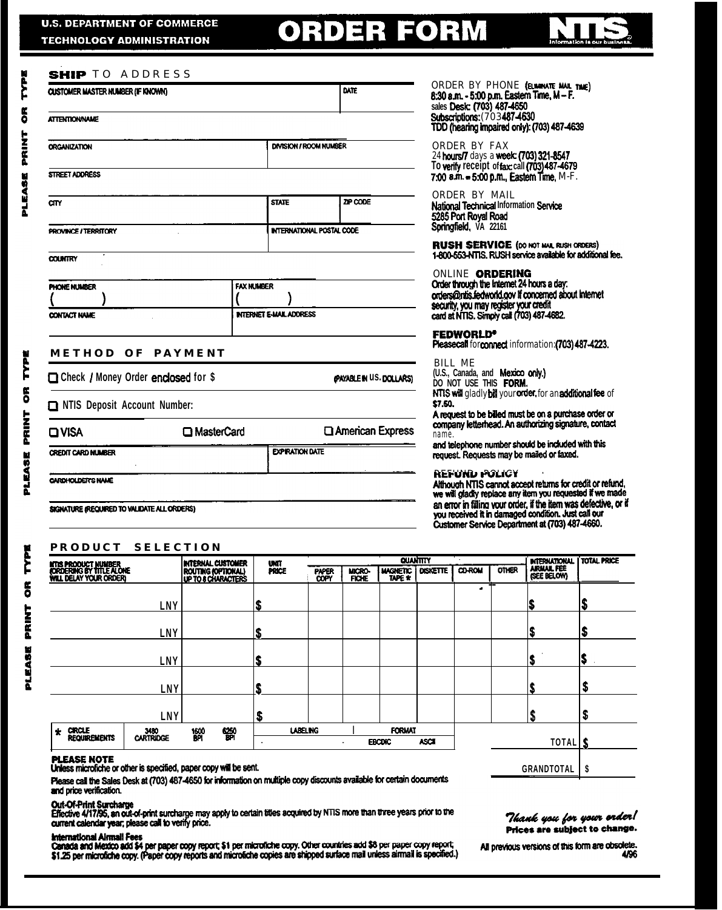U.S. DEPARTMENT OF COMMERCE
TECHNOLOGY ADMINISTRATION

# ORDER FORM

NTIS
Information is our business.

PLEASE PRINT OR TYPE

## SHIP TO ADDRESS

CUSTOMER MASTER NUMBER (IF KNOWN) | DATE

ATTENTION/NAME

ORGANIZATION | DIVISION / ROOM NUMBER

STREET ADDRESS

CITY | STATE | ZIP CODE

PROVINCE / TERRITORY | INTERNATIONAL POSTAL CODE

COUNTRY

PHONE NUMBER ( ) | FAX NUMBER ( )

CONTACT NAME | INTERNET E-MAIL ADDRESS

## METHOD OF PAYMENT

☐ Check / Money Order enclosed for $ (PAYABLE IN U.S. DOLLARS)

☐ NTIS Deposit Account Number:

☐ VISA ☐ MasterCard ☐ American Express

CREDIT CARD NUMBER | EXPIRATION DATE

CARDHOLDER'S NAME

SIGNATURE (REQUIRED TO VALIDATE ALL ORDERS)

ORDER BY PHONE (ELIMINATE MAIL TIME)
8:30 a.m. - 5:00 p.m. Eastern Time, M – F.
Sales Desk: (703) 487-4650
Subscriptions: (703) 487-4630
TDD (hearing impaired only): (703) 487-4639

ORDER BY FAX
24 hours/7 days a week: (703) 321-8547
To verify receipt of fax: call (703) 487-4679
7:00 a.m. - 5:00 p.m., Eastern Time, M-F.

ORDER BY MAIL
National Technical Information Service
5285 Port Royal Road
Springfield, VA 22161

**RUSH SERVICE** (DO NOT MAIL RUSH ORDERS)
1-800-553-NTIS. RUSH service available for additional fee.

ONLINE **ORDERING**
Order through the Internet 24 hours a day: orders@ntis.fedworld.gov If concerned about Internet security, you may register your credit card at NTIS. Simply call (703) 487-4682.

**FEDWORLD®**
Please call for connect information: (703) 487-4223.

BILL ME
(U.S., Canada, and Mexico only.)
DO NOT USE THIS FORM.
NTIS will gladly bill your order, for an additional fee of $7.50.
A request to be billed must be on a purchase order or company letterhead. An authorizing signature, contact name, and telephone number should be included with this request. Requests may be mailed or faxed.

**REFUND POLICY**
Although NTIS cannot accept returns for credit or refund, we will gladly replace any item you requested if we made an error in filling your order, if the item was defective, or if you received it in damaged condition. Just call our Customer Service Department at (703) 487-4660.

## PRODUCT SELECTION

| NTIS PRODUCT NUMBER (ORDERING BY TITLE ALONE WILL DELAY YOUR ORDER) | INTERNAL CUSTOMER ROUTING (OPTIONAL) UP TO 8 CHARACTERS | UNIT PRICE | QUANTITY | | | | | | | INTERNATIONAL AIRMAIL FEE (SEE BELOW) | TOTAL PRICE |
|---|---|---|---|---|---|---|---|---|---|---|---|
| | | | PAPER COPY | MICRO-FICHE | MAGNETIC TAPE * | DISKETTE | CD-ROM | OTHER | | | |
| LNY | | $ | | | | | | | | $ | $ |
| LNY | | $ | | | | | | | | $ | $ |
| LNY | | $ | | | | | | | | $ | $ |
| LNY | | $ | | | | | | | | $ | $ |
| LNY | | $ | | | | | | | | $ | $ |

| * CIRCLE REQUIREMENTS | 3480 CARTRIDGE | 1600 BPI | 6250 BPI | LABELING | FORMAT: EBCDIC ASCII | TOTAL $ |
|---|---|---|---|---|---|---|

GRANDTOTAL $

**PLEASE NOTE**
Unless microfiche or other is specified, paper copy will be sent.

Please call the Sales Desk at (703) 487-4650 for information on multiple copy discounts available for certain documents and price verification.

**Out-Of-Print Surcharge**
Effective 4/17/95, an out-of-print surcharge may apply to certain titles acquired by NTIS more than three years prior to the current calendar year; please call to verify price.

**International Airmail Fees**
Canada and Mexico add $4 per paper copy report; $1 per microfiche copy. Other countries add $8 per paper copy report; $1.25 per microfiche copy. (Paper copy reports and microfiche copies are shipped surface mail unless airmail is specified.)

*Thank you for your order!*
**Prices are subject to change.**

All previous versions of this form are obsolete.
4/96